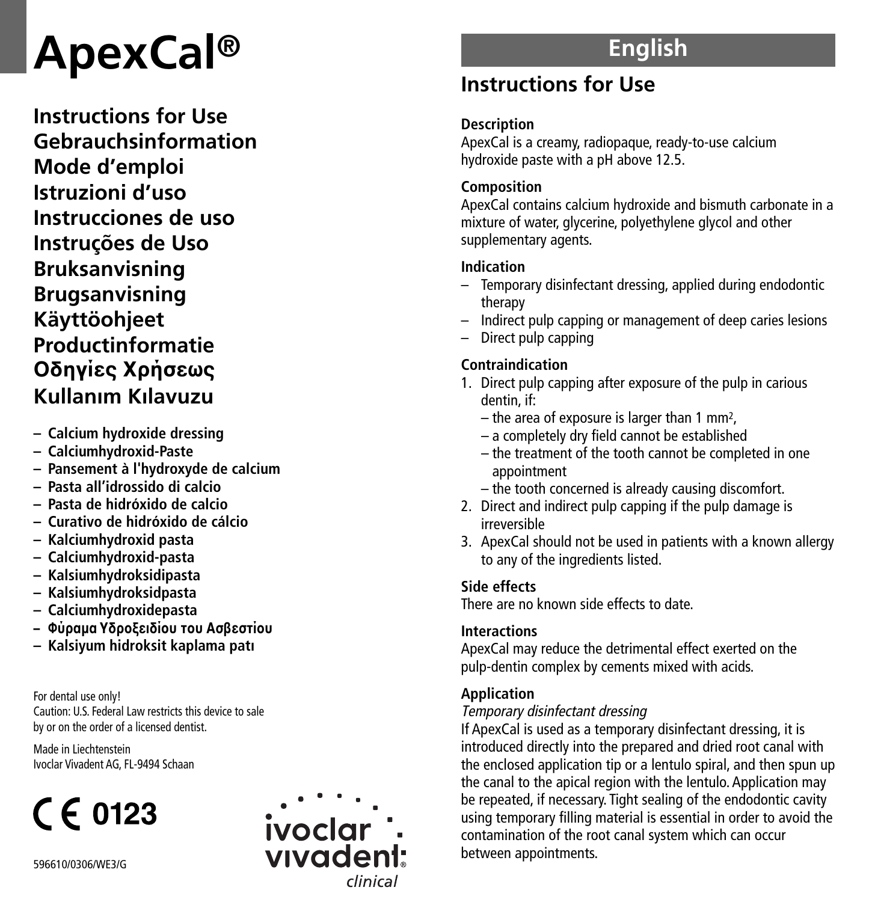# ApexCal®

**Instructions for Use**
**Gebrauchsinformation**
**Mode d'emploi**
**Istruzioni d'uso**
**Instrucciones de uso**
**Instruções de Uso**
**Bruksanvisning**
**Brugsanvisning**
**Käyttöohjeet**
**Productinformatie**
**Οδηγίες Χρήσεως**
**Kullanım Kılavuzu**

- **Calcium hydroxide dressing**
- **Calciumhydroxid-Paste**
- **Pansement à l'hydroxyde de calcium**
- **Pasta all'idrossido di calcio**
- **Pasta de hidróxido de calcio**
- **Curativo de hidróxido de cálcio**
- **Kalciumhydroxid pasta**
- **Calciumhydroxid-pasta**
- **Kalsiumhydroksidipasta**
- **Kalsiumhydroksidpasta**
- **Calciumhydroxidepasta**
- **Φύραμα Υδροξειδίου του Ασβεστίου**
- **Kalsiyum hidroksit kaplama patı**

For dental use only!
Caution: U.S. Federal Law restricts this device to sale by or on the order of a licensed dentist.

Made in Liechtenstein
Ivoclar Vivadent AG, FL-9494 Schaan

CE 0123

596610/0306/WE3/G

ivoclar vivadent® clinical

## English

## Instructions for Use

**Description**
ApexCal is a creamy, radiopaque, ready-to-use calcium hydroxide paste with a pH above 12.5.

**Composition**
ApexCal contains calcium hydroxide and bismuth carbonate in a mixture of water, glycerine, polyethylene glycol and other supplementary agents.

**Indication**
- Temporary disinfectant dressing, applied during endodontic therapy
- Indirect pulp capping or management of deep caries lesions
- Direct pulp capping

**Contraindication**
1. Direct pulp capping after exposure of the pulp in carious dentin, if:
   - the area of exposure is larger than 1 $mm^2$,
   - a completely dry field cannot be established
   - the treatment of the tooth cannot be completed in one appointment
   - the tooth concerned is already causing discomfort.
2. Direct and indirect pulp capping if the pulp damage is irreversible
3. ApexCal should not be used in patients with a known allergy to any of the ingredients listed.

**Side effects**
There are no known side effects to date.

**Interactions**
ApexCal may reduce the detrimental effect exerted on the pulp-dentin complex by cements mixed with acids.

**Application**
*Temporary disinfectant dressing*
If ApexCal is used as a temporary disinfectant dressing, it is introduced directly into the prepared and dried root canal with the enclosed application tip or a lentulo spiral, and then spun up the canal to the apical region with the lentulo. Application may be repeated, if necessary. Tight sealing of the endodontic cavity using temporary filling material is essential in order to avoid the contamination of the root canal system which can occur between appointments.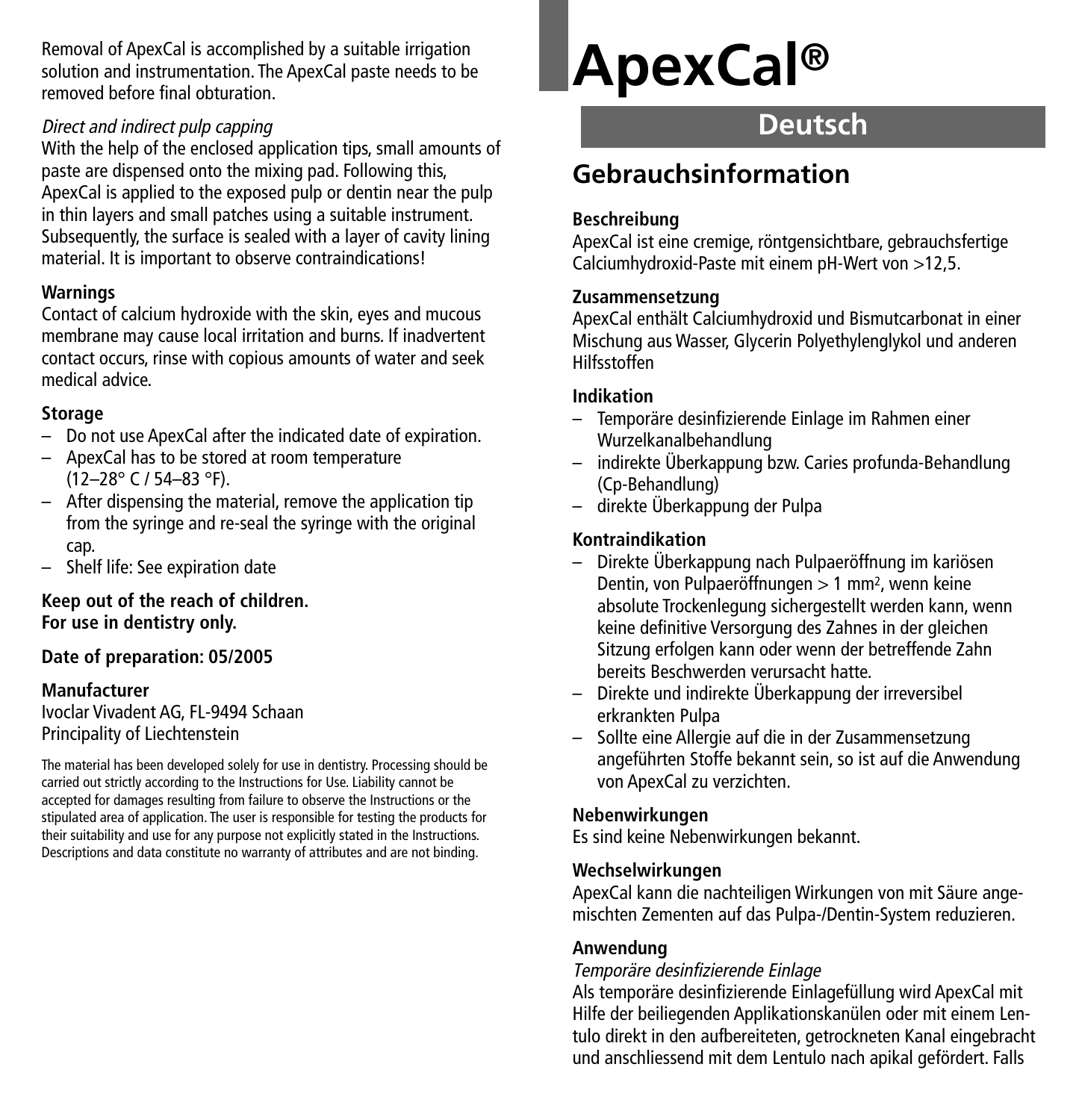Removal of ApexCal is accomplished by a suitable irrigation solution and instrumentation. The ApexCal paste needs to be removed before final obturation.

*Direct and indirect pulp capping*

With the help of the enclosed application tips, small amounts of paste are dispensed onto the mixing pad. Following this, ApexCal is applied to the exposed pulp or dentin near the pulp in thin layers and small patches using a suitable instrument. Subsequently, the surface is sealed with a layer of cavity lining material. It is important to observe contraindications!

**Warnings**

Contact of calcium hydroxide with the skin, eyes and mucous membrane may cause local irritation and burns. If inadvertent contact occurs, rinse with copious amounts of water and seek medical advice.

**Storage**

– Do not use ApexCal after the indicated date of expiration.
– ApexCal has to be stored at room temperature (12–28° C / 54–83 °F).
– After dispensing the material, remove the application tip from the syringe and re-seal the syringe with the original cap.
– Shelf life: See expiration date

**Keep out of the reach of children.**
**For use in dentistry only.**

**Date of preparation: 05/2005**

**Manufacturer**

Ivoclar Vivadent AG, FL-9494 Schaan
Principality of Liechtenstein

The material has been developed solely for use in dentistry. Processing should be carried out strictly according to the Instructions for Use. Liability cannot be accepted for damages resulting from failure to observe the Instructions or the stipulated area of application. The user is responsible for testing the products for their suitability and use for any purpose not explicitly stated in the Instructions. Descriptions and data constitute no warranty of attributes and are not binding.

# ApexCal®

## Deutsch

## Gebrauchsinformation

**Beschreibung**

ApexCal ist eine cremige, röntgensichtbare, gebrauchsfertige Calciumhydroxid-Paste mit einem pH-Wert von >12,5.

**Zusammensetzung**

ApexCal enthält Calciumhydroxid und Bismutcarbonat in einer Mischung aus Wasser, Glycerin Polyethylenglykol und anderen Hilfsstoffen

**Indikation**

– Temporäre desinfizierende Einlage im Rahmen einer Wurzelkanalbehandlung
– indirekte Überkappung bzw. Caries profunda-Behandlung (Cp-Behandlung)
– direkte Überkappung der Pulpa

**Kontraindikation**

– Direkte Überkappung nach Pulpaeröffnung im kariösen Dentin, von Pulpaeröffnungen > 1 $mm^2$, wenn keine absolute Trockenlegung sichergestellt werden kann, wenn keine definitive Versorgung des Zahnes in der gleichen Sitzung erfolgen kann oder wenn der betreffende Zahn bereits Beschwerden verursacht hatte.
– Direkte und indirekte Überkappung der irreversibel erkrankten Pulpa
– Sollte eine Allergie auf die in der Zusammensetzung angeführten Stoffe bekannt sein, so ist auf die Anwendung von ApexCal zu verzichten.

**Nebenwirkungen**

Es sind keine Nebenwirkungen bekannt.

**Wechselwirkungen**

ApexCal kann die nachteiligen Wirkungen von mit Säure angemischten Zementen auf das Pulpa-/Dentin-System reduzieren.

**Anwendung**

*Temporäre desinfizierende Einlage*

Als temporäre desinfizierende Einlagefüllung wird ApexCal mit Hilfe der beiliegenden Applikationskanülen oder mit einem Lentulo direkt in den aufbereiteten, getrockneten Kanal eingebracht und anschliessend mit dem Lentulo nach apikal gefördert. Falls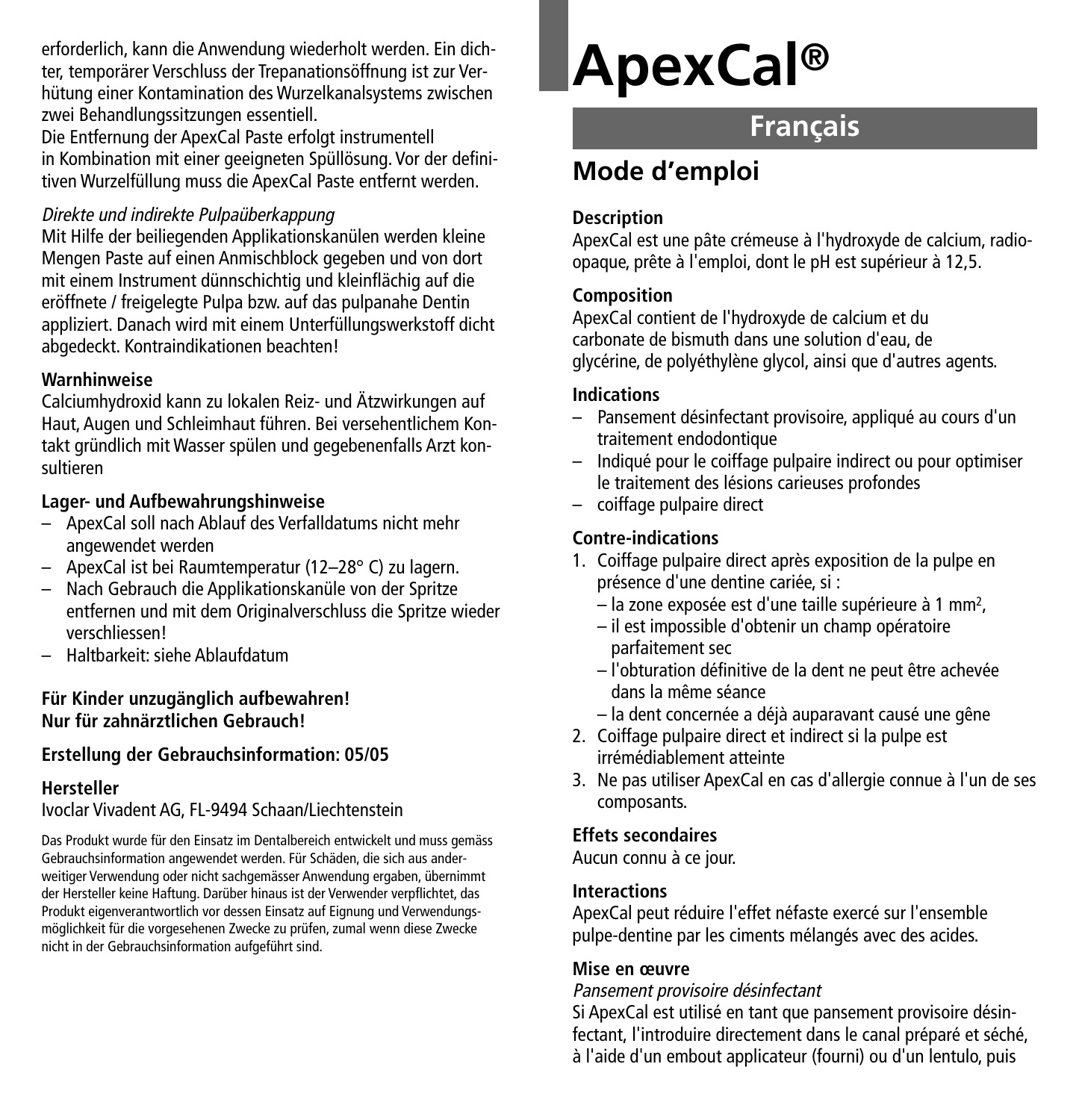erforderlich, kann die Anwendung wiederholt werden. Ein dichter, temporärer Verschluss der Trepanationsöffnung ist zur Verhütung einer Kontamination des Wurzelkanalsystems zwischen zwei Behandlungssitzungen essentiell.
Die Entfernung der ApexCal Paste erfolgt instrumentell in Kombination mit einer geeigneten Spüllösung. Vor der definitiven Wurzelfüllung muss die ApexCal Paste entfernt werden.

*Direkte und indirekte Pulpaüberkappung*
Mit Hilfe der beiliegenden Applikationskanülen werden kleine Mengen Paste auf einen Anmischblock gegeben und von dort mit einem Instrument dünnschichtig und kleinflächig auf die eröffnete / freigelegte Pulpa bzw. auf das pulpanahe Dentin appliziert. Danach wird mit einem Unterfüllungswerkstoff dicht abgedeckt. Kontraindikationen beachten!

**Warnhinweise**
Calciumhydroxid kann zu lokalen Reiz- und Ätzwirkungen auf Haut, Augen und Schleimhaut führen. Bei versehentlichem Kontakt gründlich mit Wasser spülen und gegebenenfalls Arzt konsultieren

**Lager- und Aufbewahrungshinweise**
– ApexCal soll nach Ablauf des Verfalldatums nicht mehr angewendet werden
– ApexCal ist bei Raumtemperatur (12–28° C) zu lagern.
– Nach Gebrauch die Applikationskanüle von der Spritze entfernen und mit dem Originalverschluss die Spritze wieder verschliessen!
– Haltbarkeit: siehe Ablaufdatum

**Für Kinder unzugänglich aufbewahren!**
**Nur für zahnärztlichen Gebrauch!**

**Erstellung der Gebrauchsinformation: 05/05**

**Hersteller**
Ivoclar Vivadent AG, FL-9494 Schaan/Liechtenstein

Das Produkt wurde für den Einsatz im Dentalbereich entwickelt und muss gemäss Gebrauchsinformation angewendet werden. Für Schäden, die sich aus anderweitiger Verwendung oder nicht sachgemässer Anwendung ergaben, übernimmt der Hersteller keine Haftung. Darüber hinaus ist der Verwender verpflichtet, das Produkt eigenverantwortlich vor dessen Einsatz auf Eignung und Verwendungsmöglichkeit für die vorgesehenen Zwecke zu prüfen, zumal wenn diese Zwecke nicht in der Gebrauchsinformation aufgeführt sind.

# ApexCal®

## Français

## Mode d'emploi

**Description**
ApexCal est une pâte crémeuse à l'hydroxyde de calcium, radioopaque, prête à l'emploi, dont le pH est supérieur à 12,5.

**Composition**
ApexCal contient de l'hydroxyde de calcium et du carbonate de bismuth dans une solution d'eau, de glycérine, de polyéthylène glycol, ainsi que d'autres agents.

**Indications**
– Pansement désinfectant provisoire, appliqué au cours d'un traitement endodontique
– Indiqué pour le coiffage pulpaire indirect ou pour optimiser le traitement des lésions carieuses profondes
– coiffage pulpaire direct

**Contre-indications**
1. Coiffage pulpaire direct après exposition de la pulpe en présence d'une dentine cariée, si :
   – la zone exposée est d'une taille supérieure à 1 mm², 
   – il est impossible d'obtenir un champ opératoire parfaitement sec
   – l'obturation définitive de la dent ne peut être achevée dans la même séance
   – la dent concernée a déjà auparavant causé une gêne
2. Coiffage pulpaire direct et indirect si la pulpe est irrémédiablement atteinte
3. Ne pas utiliser ApexCal en cas d'allergie connue à l'un de ses composants.

**Effets secondaires**
Aucun connu à ce jour.

**Interactions**
ApexCal peut réduire l'effet néfaste exercé sur l'ensemble pulpe-dentine par les ciments mélangés avec des acides.

**Mise en œuvre**
*Pansement provisoire désinfectant*
Si ApexCal est utilisé en tant que pansement provisoire désinfectant, l'introduire directement dans le canal préparé et séché, à l'aide d'un embout applicateur (fourni) ou d'un lentulo, puis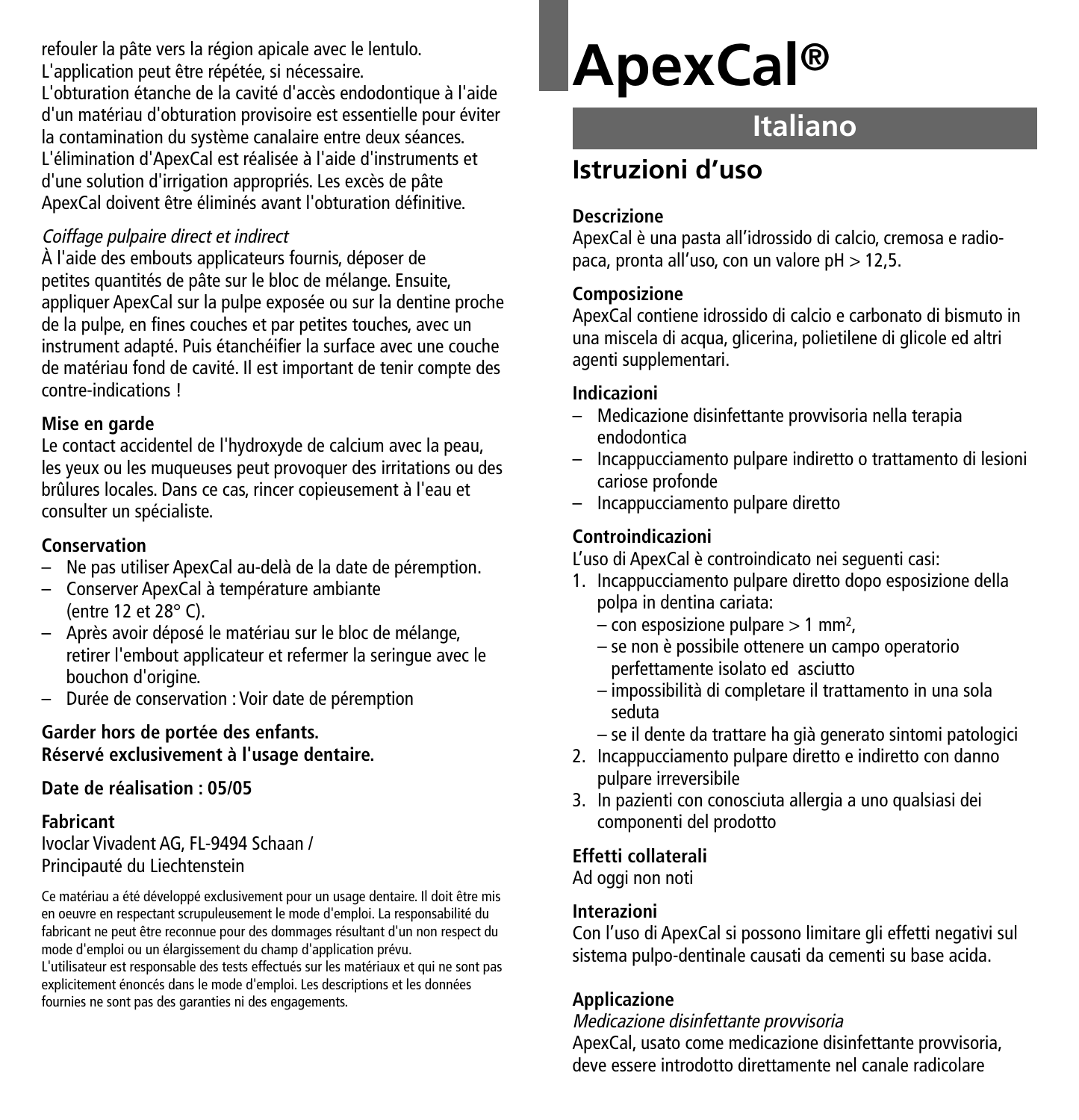refouler la pâte vers la région apicale avec le lentulo. L'application peut être répétée, si nécessaire.
L'obturation étanche de la cavité d'accès endodontique à l'aide d'un matériau d'obturation provisoire est essentielle pour éviter la contamination du système canalaire entre deux séances.
L'élimination d'ApexCal est réalisée à l'aide d'instruments et d'une solution d'irrigation appropriés. Les excès de pâte ApexCal doivent être éliminés avant l'obturation définitive.

*Coiffage pulpaire direct et indirect*
À l'aide des embouts applicateurs fournis, déposer de petites quantités de pâte sur le bloc de mélange. Ensuite, appliquer ApexCal sur la pulpe exposée ou sur la dentine proche de la pulpe, en fines couches et par petites touches, avec un instrument adapté. Puis étanchéifier la surface avec une couche de matériau fond de cavité. Il est important de tenir compte des contre-indications !

**Mise en garde**
Le contact accidentel de l'hydroxyde de calcium avec la peau, les yeux ou les muqueuses peut provoquer des irritations ou des brûlures locales. Dans ce cas, rincer copieusement à l'eau et consulter un spécialiste.

**Conservation**
– Ne pas utiliser ApexCal au-delà de la date de péremption.
– Conserver ApexCal à température ambiante (entre 12 et 28° C).
– Après avoir déposé le matériau sur le bloc de mélange, retirer l'embout applicateur et refermer la seringue avec le bouchon d'origine.
– Durée de conservation : Voir date de péremption

**Garder hors de portée des enfants.**
**Réservé exclusivement à l'usage dentaire.**

**Date de réalisation : 05/05**

**Fabricant**
Ivoclar Vivadent AG, FL-9494 Schaan / Principauté du Liechtenstein

Ce matériau a été développé exclusivement pour un usage dentaire. Il doit être mis en oeuvre en respectant scrupuleusement le mode d'emploi. La responsabilité du fabricant ne peut être reconnue pour des dommages résultant d'un non respect du mode d'emploi ou un élargissement du champ d'application prévu.
L'utilisateur est responsable des tests effectués sur les matériaux et qui ne sont pas explicitement énoncés dans le mode d'emploi. Les descriptions et les données fournies ne sont pas des garanties ni des engagements.

# ApexCal®

## Italiano

## Istruzioni d'uso

**Descrizione**
ApexCal è una pasta all'idrossido di calcio, cremosa e radiopaca, pronta all'uso, con un valore pH > 12,5.

**Composizione**
ApexCal contiene idrossido di calcio e carbonato di bismuto in una miscela di acqua, glicerina, polietilene di glicole ed altri agenti supplementari.

**Indicazioni**
– Medicazione disinfettante provvisoria nella terapia endodontica
– Incappucciamento pulpare indiretto o trattamento di lesioni cariose profonde
– Incappucciamento pulpare diretto

**Controindicazioni**
L'uso di ApexCal è controindicato nei seguenti casi:
1. Incappucciamento pulpare diretto dopo esposizione della polpa in dentina cariata:
   – con esposizione pulpare > 1 $mm^2$,
   – se non è possibile ottenere un campo operatorio perfettamente isolato ed asciutto
   – impossibilità di completare il trattamento in una sola seduta
   – se il dente da trattare ha già generato sintomi patologici
2. Incappucciamento pulpare diretto e indiretto con danno pulpare irreversibile
3. In pazienti con conosciuta allergia a uno qualsiasi dei componenti del prodotto

**Effetti collaterali**
Ad oggi non noti

**Interazioni**
Con l'uso di ApexCal si possono limitare gli effetti negativi sul sistema pulpo-dentinale causati da cementi su base acida.

**Applicazione**
*Medicazione disinfettante provvisoria*
ApexCal, usato come medicazione disinfettante provvisoria, deve essere introdotto direttamente nel canale radicolare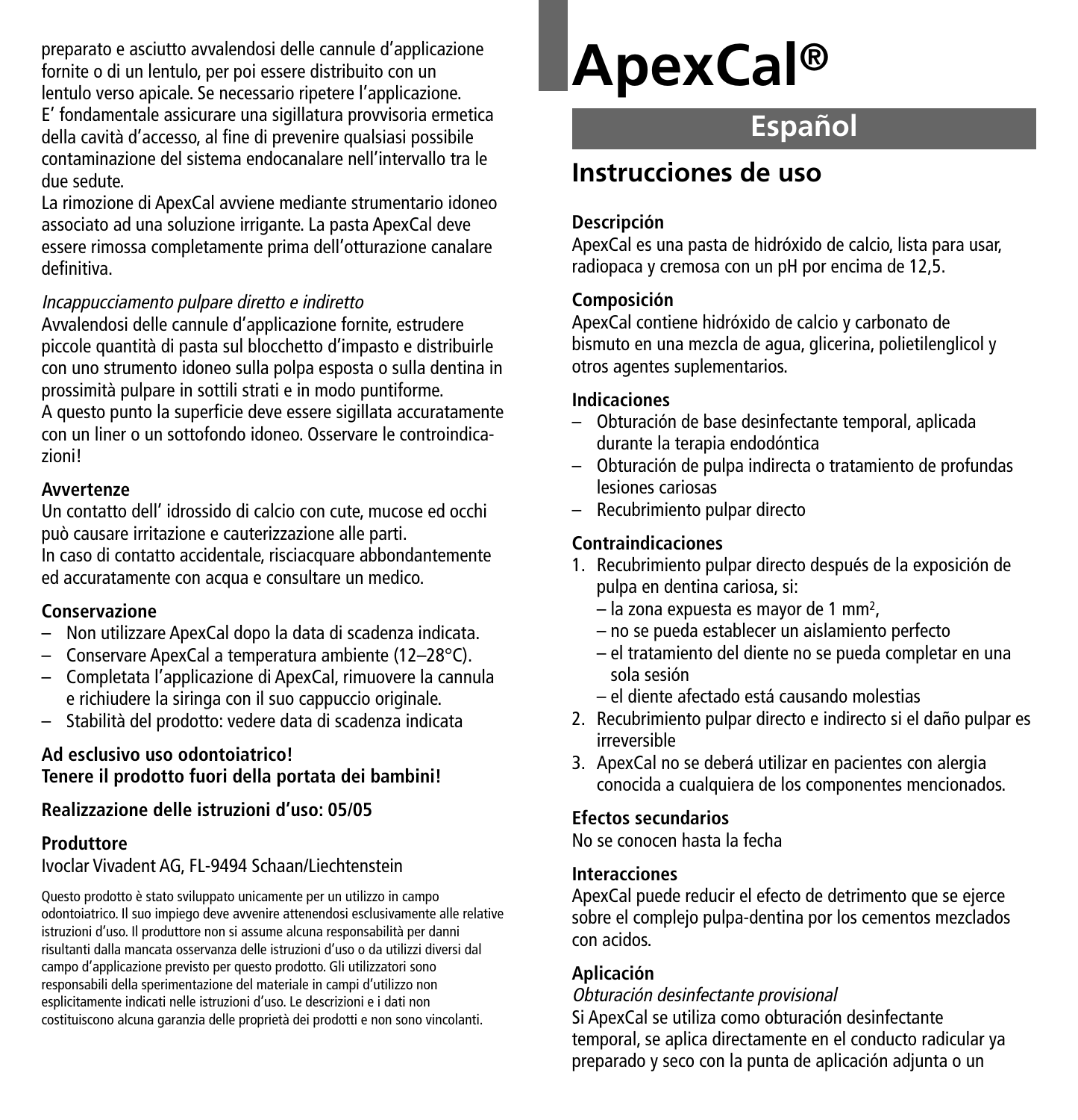preparato e asciutto avvalendosi delle cannule d'applicazione fornite o di un lentulo, per poi essere distribuito con un lentulo verso apicale. Se necessario ripetere l'applicazione. E' fondamentale assicurare una sigillatura provvisoria ermetica della cavità d'accesso, al fine di prevenire qualsiasi possibile contaminazione del sistema endocanalare nell'intervallo tra le due sedute.
La rimozione di ApexCal avviene mediante strumentario idoneo associato ad una soluzione irrigante. La pasta ApexCal deve essere rimossa completamente prima dell'otturazione canalare definitiva.

*Incappucciamento pulpare diretto e indiretto*
Avvalendosi delle cannule d'applicazione fornite, estrudere piccole quantità di pasta sul blocchetto d'impasto e distribuirle con uno strumento idoneo sulla polpa esposta o sulla dentina in prossimità pulpare in sottili strati e in modo puntiforme.
A questo punto la superficie deve essere sigillata accuratamente con un liner o un sottofondo idoneo. Osservare le controindicazioni!

**Avvertenze**
Un contatto dell' idrossido di calcio con cute, mucose ed occhi può causare irritazione e cauterizzazione alle parti.
In caso di contatto accidentale, risciacquare abbondantemente ed accuratamente con acqua e consultare un medico.

**Conservazione**
- Non utilizzare ApexCal dopo la data di scadenza indicata.
- Conservare ApexCal a temperatura ambiente (12–28°C).
- Completata l'applicazione di ApexCal, rimuovere la cannula e richiudere la siringa con il suo cappuccio originale.
- Stabilità del prodotto: vedere data di scadenza indicata

**Ad esclusivo uso odontoiatrico!**
**Tenere il prodotto fuori della portata dei bambini!**

**Realizzazione delle istruzioni d'uso: 05/05**

**Produttore**
Ivoclar Vivadent AG, FL-9494 Schaan/Liechtenstein

Questo prodotto è stato sviluppato unicamente per un utilizzo in campo odontoiatrico. Il suo impiego deve avvenire attenendosi esclusivamente alle relative istruzioni d'uso. Il produttore non si assume alcuna responsabilità per danni risultanti dalla mancata osservanza delle istruzioni d'uso o da utilizzi diversi dal campo d'applicazione previsto per questo prodotto. Gli utilizzatori sono responsabili della sperimentazione del materiale in campi d'utilizzo non esplicitamente indicati nelle istruzioni d'uso. Le descrizioni e i dati non costituiscono alcuna garanzia delle proprietà dei prodotti e non sono vincolanti.

# ApexCal®

## Español

## Instrucciones de uso

**Descripción**
ApexCal es una pasta de hidróxido de calcio, lista para usar, radiopaca y cremosa con un pH por encima de 12,5.

**Composición**
ApexCal contiene hidróxido de calcio y carbonato de bismuto en una mezcla de agua, glicerina, polietilenglicol y otros agentes suplementarios.

**Indicaciones**
- Obturación de base desinfectante temporal, aplicada durante la terapia endodóntica
- Obturación de pulpa indirecta o tratamiento de profundas lesiones cariosas
- Recubrimiento pulpar directo

**Contraindicaciones**
1. Recubrimiento pulpar directo después de la exposición de pulpa en dentina cariosa, si:
   - la zona expuesta es mayor de 1 $mm^2$,
   - no se pueda establecer un aislamiento perfecto
   - el tratamiento del diente no se pueda completar en una sola sesión
   - el diente afectado está causando molestias
2. Recubrimiento pulpar directo e indirecto si el daño pulpar es irreversible
3. ApexCal no se deberá utilizar en pacientes con alergia conocida a cualquiera de los componentes mencionados.

**Efectos secundarios**
No se conocen hasta la fecha

**Interacciones**
ApexCal puede reducir el efecto de detrimento que se ejerce sobre el complejo pulpa-dentina por los cementos mezclados con acidos.

**Aplicación**
*Obturación desinfectante provisional*
Si ApexCal se utiliza como obturación desinfectante temporal, se aplica directamente en el conducto radicular ya preparado y seco con la punta de aplicación adjunta o un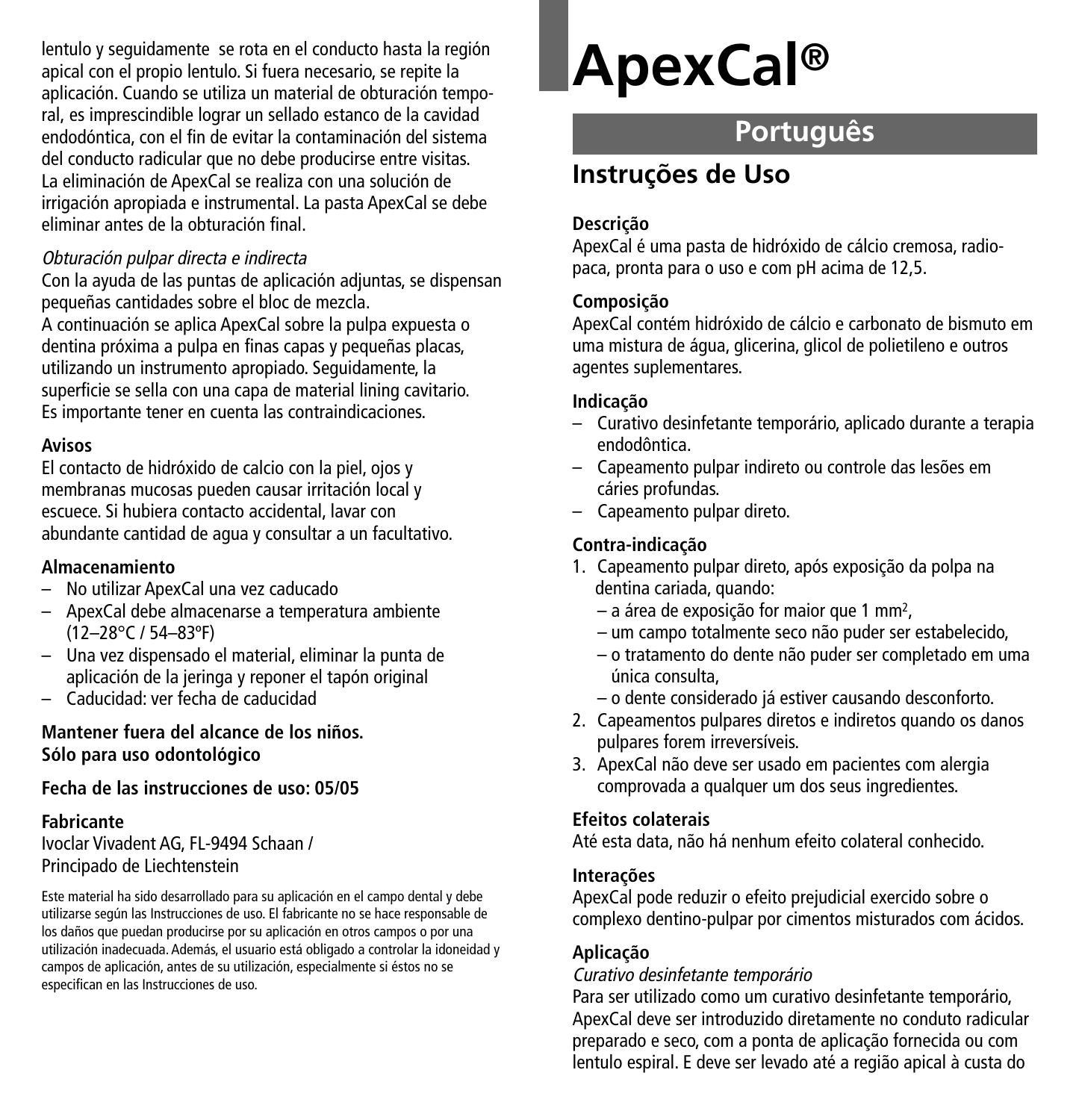lentulo y seguidamente se rota en el conducto hasta la región apical con el propio lentulo. Si fuera necesario, se repite la aplicación. Cuando se utiliza un material de obturación temporal, es imprescindible lograr un sellado estanco de la cavidad endodóntica, con el fin de evitar la contaminación del sistema del conducto radicular que no debe producirse entre visitas. La eliminación de ApexCal se realiza con una solución de irrigación apropiada e instrumental. La pasta ApexCal se debe eliminar antes de la obturación final.

*Obturación pulpar directa e indirecta*
Con la ayuda de las puntas de aplicación adjuntas, se dispensan pequeñas cantidades sobre el bloc de mezcla.
A continuación se aplica ApexCal sobre la pulpa expuesta o dentina próxima a pulpa en finas capas y pequeñas placas, utilizando un instrumento apropiado. Seguidamente, la superficie se sella con una capa de material lining cavitario. Es importante tener en cuenta las contraindicaciones.

**Avisos**
El contacto de hidróxido de calcio con la piel, ojos y membranas mucosas pueden causar irritación local y escuece. Si hubiera contacto accidental, lavar con abundante cantidad de agua y consultar a un facultativo.

**Almacenamiento**
- No utilizar ApexCal una vez caducado
- ApexCal debe almacenarse a temperatura ambiente (12–28°C / 54–83°F)
- Una vez dispensado el material, eliminar la punta de aplicación de la jeringa y reponer el tapón original
- Caducidad: ver fecha de caducidad

**Mantener fuera del alcance de los niños.**
**Sólo para uso odontológico**

**Fecha de las instrucciones de uso: 05/05**

**Fabricante**
Ivoclar Vivadent AG, FL-9494 Schaan /
Principado de Liechtenstein

Este material ha sido desarrollado para su aplicación en el campo dental y debe utilizarse según las Instrucciones de uso. El fabricante no se hace responsable de los daños que puedan producirse por su aplicación en otros campos o por una utilización inadecuada. Además, el usuario está obligado a controlar la idoneidad y campos de aplicación, antes de su utilización, especialmente si éstos no se especifican en las Instrucciones de uso.

# ApexCal®

## Português

## Instruções de Uso

**Descrição**
ApexCal é uma pasta de hidróxido de cálcio cremosa, radiopaca, pronta para o uso e com pH acima de 12,5.

**Composição**
ApexCal contém hidróxido de cálcio e carbonato de bismuto em uma mistura de água, glicerina, glicol de polietileno e outros agentes suplementares.

**Indicação**
- Curativo desinfetante temporário, aplicado durante a terapia endodôntica.
- Capeamento pulpar indireto ou controle das lesões em cáries profundas.
- Capeamento pulpar direto.

**Contra-indicação**
1. Capeamento pulpar direto, após exposição da polpa na dentina cariada, quando:
   - a área de exposição for maior que 1 mm$^2$,
   - um campo totalmente seco não puder ser estabelecido,
   - o tratamento do dente não puder ser completado em uma única consulta,
   - o dente considerado já estiver causando desconforto.
2. Capeamentos pulpares diretos e indiretos quando os danos pulpares forem irreversíveis.
3. ApexCal não deve ser usado em pacientes com alergia comprovada a qualquer um dos seus ingredientes.

**Efeitos colaterais**
Até esta data, não há nenhum efeito colateral conhecido.

**Interações**
ApexCal pode reduzir o efeito prejudicial exercido sobre o complexo dentino-pulpar por cimentos misturados com ácidos.

**Aplicação**
*Curativo desinfetante temporário*
Para ser utilizado como um curativo desinfetante temporário, ApexCal deve ser introduzido diretamente no conduto radicular preparado e seco, com a ponta de aplicação fornecida ou com lentulo espiral. E deve ser levado até a região apical à custa do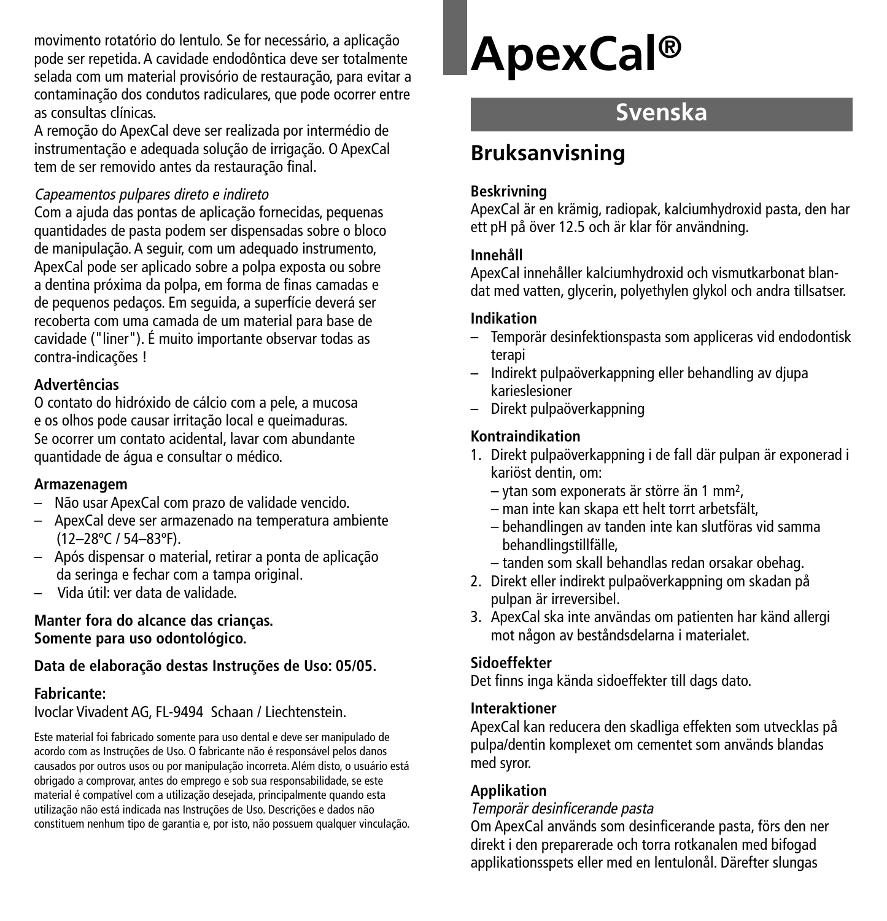movimento rotatório do lentulo. Se for necessário, a aplicação pode ser repetida. A cavidade endodôntica deve ser totalmente selada com um material provisório de restauração, para evitar a contaminação dos condutos radiculares, que pode ocorrer entre as consultas clínicas.
A remoção do ApexCal deve ser realizada por intermédio de instrumentação e adequada solução de irrigação. O ApexCal tem de ser removido antes da restauração final.

*Capeamentos pulpares direto e indireto*
Com a ajuda das pontas de aplicação fornecidas, pequenas quantidades de pasta podem ser dispensadas sobre o bloco de manipulação. A seguir, com um adequado instrumento, ApexCal pode ser aplicado sobre a polpa exposta ou sobre a dentina próxima da polpa, em forma de finas camadas e de pequenos pedaços. Em seguida, a superfície deverá ser recoberta com uma camada de um material para base de cavidade ("liner"). É muito importante observar todas as contra-indicações !

**Advertências**
O contato do hidróxido de cálcio com a pele, a mucosa e os olhos pode causar irritação local e queimaduras. Se ocorrer um contato acidental, lavar com abundante quantidade de água e consultar o médico.

**Armazenagem**
- Não usar ApexCal com prazo de validade vencido.
- ApexCal deve ser armazenado na temperatura ambiente (12–28ºC / 54–83ºF).
- Após dispensar o material, retirar a ponta de aplicação da seringa e fechar com a tampa original.
- Vida útil: ver data de validade.

**Manter fora do alcance das crianças.**
**Somente para uso odontológico.**

**Data de elaboração destas Instruções de Uso: 05/05.**

**Fabricante:**
Ivoclar Vivadent AG, FL-9494 Schaan / Liechtenstein.

Este material foi fabricado somente para uso dental e deve ser manipulado de acordo com as Instruções de Uso. O fabricante não é responsável pelos danos causados por outros usos ou por manipulação incorreta. Além disto, o usuário está obrigado a comprovar, antes do emprego e sob sua responsabilidade, se este material é compatível com a utilização desejada, principalmente quando esta utilização não está indicada nas Instruções de Uso. Descrições e dados não constituem nenhum tipo de garantia e, por isto, não possuem qualquer vinculação.

# ApexCal®

## Svenska

## Bruksanvisning

**Beskrivning**
ApexCal är en krämig, radiopak, kalciumhydroxid pasta, den har ett pH på över 12.5 och är klar för användning.

**Innehåll**
ApexCal innehåller kalciumhydroxid och vismutkarbonat blandat med vatten, glycerin, polyethylen glykol och andra tillsatser.

**Indikation**
- Temporär desinfektionspasta som appliceras vid endodontisk terapi
- Indirekt pulpaöverkappning eller behandling av djupa karieslesioner
- Direkt pulpaöverkappning

**Kontraindikation**
1. Direkt pulpaöverkappning i de fall där pulpan är exponerad i kariöst dentin, om:
   – ytan som exponerats är större än 1 $mm^2$,
   – man inte kan skapa ett helt torrt arbetsfält,
   – behandlingen av tanden inte kan slutföras vid samma behandlingstillfälle,
   – tanden som skall behandlas redan orsakar obehag.
2. Direkt eller indirekt pulpaöverkappning om skadan på pulpan är irreversibel.
3. ApexCal ska inte användas om patienten har känd allergi mot någon av beståndsdelarna i materialet.

**Sidoeffekter**
Det finns inga kända sidoeffekter till dags dato.

**Interaktioner**
ApexCal kan reducera den skadliga effekten som utvecklas på pulpa/dentin komplexet om cementet som används blandas med syror.

**Applikation**
*Temporär desinficerande pasta*
Om ApexCal används som desinficerande pasta, förs den ner direkt i den preparerade och torra rotkanalen med bifogad applikationsspets eller med en lentulonål. Därefter slungas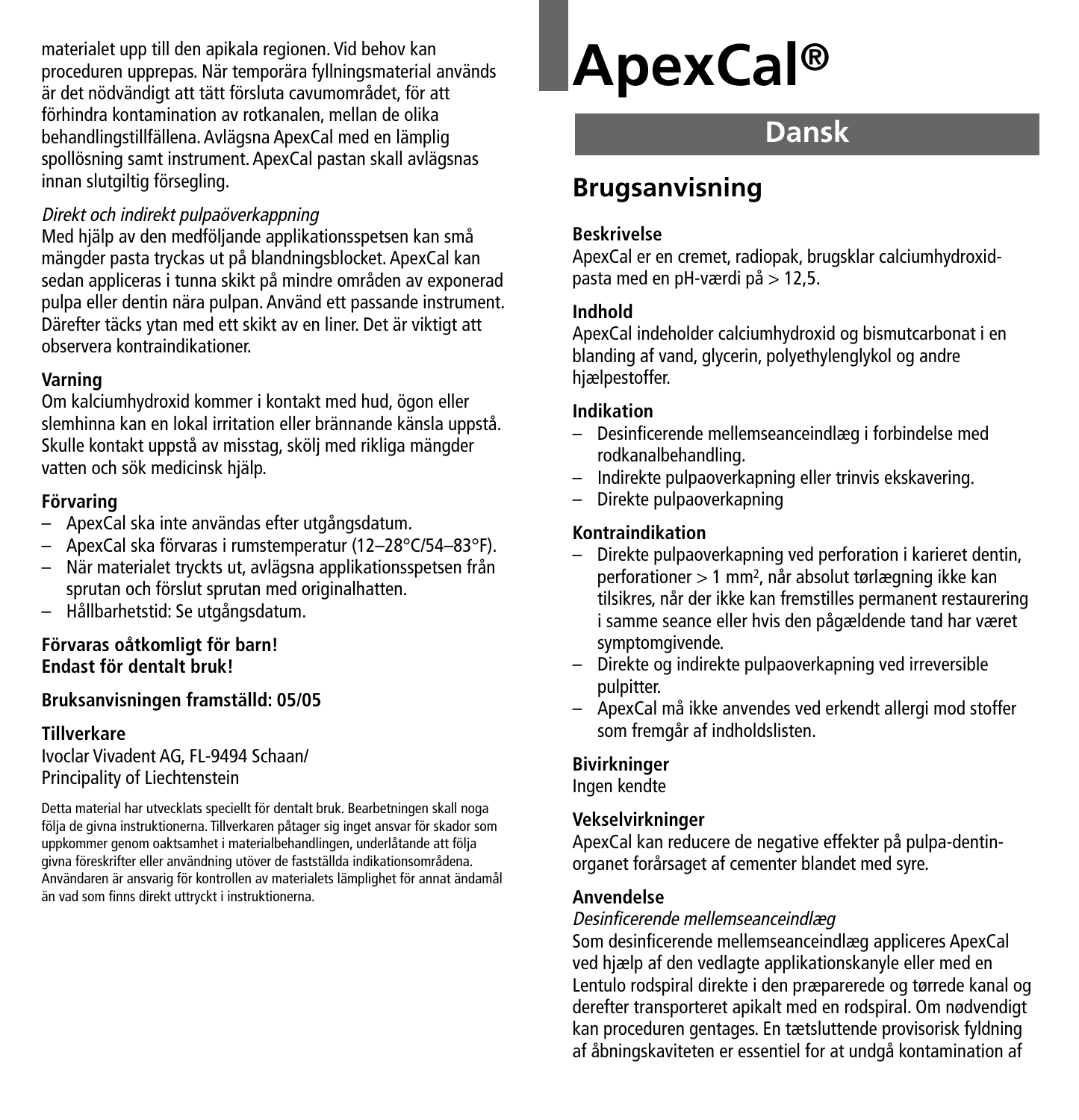materialet upp till den apikala regionen. Vid behov kan proceduren upprepas. När temporära fyllningsmaterial används är det nödvändigt att tätt försluta cavumområdet, för att förhindra kontamination av rotkanalen, mellan de olika behandlingstillfällena. Avlägsna ApexCal med en lämplig spollösning samt instrument. ApexCal pastan skall avlägsnas innan slutgiltig försegling.

*Direkt och indirekt pulpaöverkappning*

Med hjälp av den medföljande applikationsspetsen kan små mängder pasta tryckas ut på blandningsblocket. ApexCal kan sedan appliceras i tunna skikt på mindre områden av exponerad pulpa eller dentin nära pulpan. Använd ett passande instrument. Därefter täcks ytan med ett skikt av en liner. Det är viktigt att observera kontraindikationer.

**Varning**

Om kalciumhydroxid kommer i kontakt med hud, ögon eller slemhinna kan en lokal irritation eller brännande känsla uppstå. Skulle kontakt uppstå av misstag, skölj med rikliga mängder vatten och sök medicinsk hjälp.

**Förvaring**

- ApexCal ska inte användas efter utgångsdatum.
- ApexCal ska förvaras i rumstemperatur (12–28°C/54–83°F).
- När materialet tryckts ut, avlägsna applikationsspetsen från sprutan och förslut sprutan med originalhatten.
- Hållbarhetstid: Se utgångsdatum.

**Förvaras oåtkomligt för barn!**
**Endast för dentalt bruk!**

**Bruksanvisningen framställd: 05/05**

**Tillverkare**

Ivoclar Vivadent AG, FL-9494 Schaan/
Principality of Liechtenstein

Detta material har utvecklats speciellt för dentalt bruk. Bearbetningen skall noga följa de givna instruktionerna. Tillverkaren påtager sig inget ansvar för skador som uppkommer genom oaktsamhet i materialbehandlingen, underlåtande att följa givna föreskrifter eller användning utöver de fastställda indikationsområdena. Användaren är ansvarig för kontrollen av materialets lämplighet för annat ändamål än vad som finns direkt uttryckt i instruktionerna.

# ApexCal®

## Dansk

## Brugsanvisning

**Beskrivelse**

ApexCal er en cremet, radiopak, brugsklar calciumhydroxid-pasta med en pH-værdi på > 12,5.

**Indhold**

ApexCal indeholder calciumhydroxid og bismutcarbonat i en blanding af vand, glycerin, polyethylenglykol og andre hjælpestoffer.

**Indikation**

- Desinficerende mellemseanceindlæg i forbindelse med rodkanalbehandling.
- Indirekte pulpaoverkapning eller trinvis ekskavering.
- Direkte pulpaoverkapning

**Kontraindikation**

- Direkte pulpaoverkapning ved perforation i karieret dentin, perforationer > 1 mm², når absolut tørlægning ikke kan tilsikres, når der ikke kan fremstilles permanent restaurering i samme seance eller hvis den pågældende tand har været symptomgivende.
- Direkte og indirekte pulpaoverkapning ved irreversible pulpitter.
- ApexCal må ikke anvendes ved erkendt allergi mod stoffer som fremgår af indholdslisten.

**Bivirkninger**

Ingen kendte

**Vekselvirkninger**

ApexCal kan reducere de negative effekter på pulpa-dentin-organet forårsaget af cementer blandet med syre.

**Anvendelse**

*Desinficerende mellemseanceindlæg*

Som desinficerende mellemseanceindlæg appliceres ApexCal ved hjælp af den vedlagte applikationskanyle eller med en Lentulo rodspiral direkte i den præparerede og tørrede kanal og derefter transporteret apikalt med en rodspiral. Om nødvendigt kan proceduren gentages. En tætsluttende provisorisk fyldning af åbningskaviteten er essentiel for at undgå kontamination af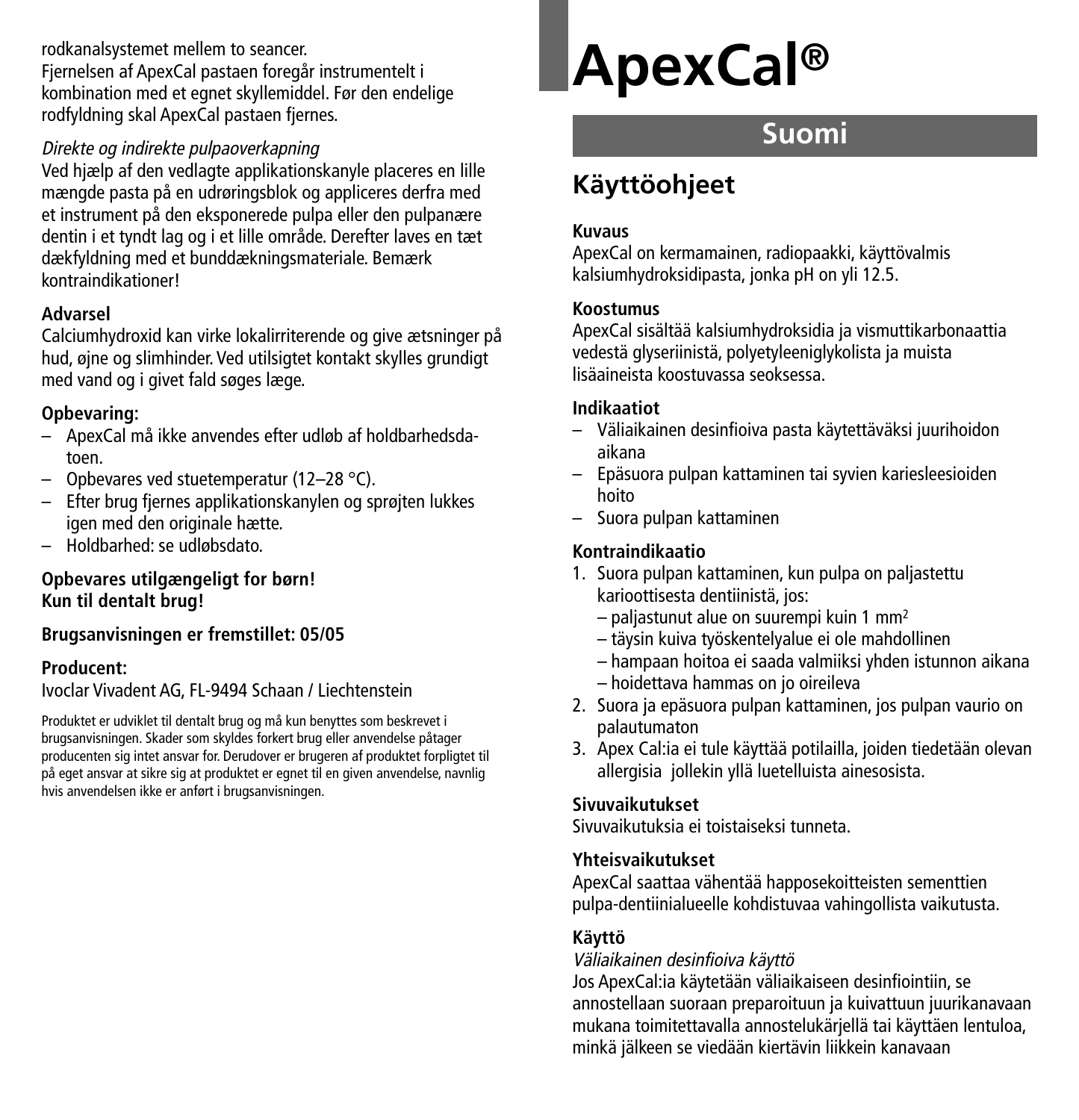rodkanalsystemet mellem to seancer.
Fjernelsen af ApexCal pastaen foregår instrumentelt i kombination med et egnet skyllemiddel. Før den endelige rodfyldning skal ApexCal pastaen fjernes.

*Direkte og indirekte pulpaoverkapning*
Ved hjælp af den vedlagte applikationskanyle placeres en lille mængde pasta på en udrøringsblok og appliceres derfra med et instrument på den eksponerede pulpa eller den pulpanære dentin i et tyndt lag og i et lille område. Derefter laves en tæt dækfyldning med et bunddækningsmateriale. Bemærk kontraindikationer!

**Advarsel**
Calciumhydroxid kan virke lokalirriterende og give ætsninger på hud, øjne og slimhinder. Ved utilsigtet kontakt skylles grundigt med vand og i givet fald søges læge.

**Opbevaring:**
– ApexCal må ikke anvendes efter udløb af holdbarhedsdatoen.
– Opbevares ved stuetemperatur (12–28 °C).
– Efter brug fjernes applikationskanylen og sprøjten lukkes igen med den originale hætte.
– Holdbarhed: se udløbsdato.

**Opbevares utilgængeligt for børn!**
**Kun til dentalt brug!**

**Brugsanvisningen er fremstillet: 05/05**

**Producent:**
Ivoclar Vivadent AG, FL-9494 Schaan / Liechtenstein

Produktet er udviklet til dentalt brug og må kun benyttes som beskrevet i brugsanvisningen. Skader som skyldes forkert brug eller anvendelse påtager producenten sig intet ansvar for. Derudover er brugeren af produktet forpligtet til på eget ansvar at sikre sig at produktet er egnet til en given anvendelse, navnlig hvis anvendelsen ikke er anført i brugsanvisningen.

# ApexCal®

## Suomi

## Käyttöohjeet

**Kuvaus**
ApexCal on kermamainen, radiopaakki, käyttövalmis kalsiumhydroksidipasta, jonka pH on yli 12.5.

**Koostumus**
ApexCal sisältää kalsiumhydroksidia ja vismuttikarbonaattia vedestä glyseriinistä, polyetyleeniglykolista ja muista lisäaineista koostuvassa seoksessa.

**Indikaatiot**
– Väliaikainen desinfioiva pasta käytettäväksi juurihoidon aikana
– Epäsuora pulpan kattaminen tai syvien kariesleesioiden hoito
– Suora pulpan kattaminen

**Kontraindikaatio**
1. Suora pulpan kattaminen, kun pulpa on paljastettu karioottisesta dentiinistä, jos:
   – paljastunut alue on suurempi kuin 1 $mm^2$
   – täysin kuiva työskentelyalue ei ole mahdollinen
   – hampaan hoitoa ei saada valmiiksi yhden istunnon aikana
   – hoidettava hammas on jo oireileva
2. Suora ja epäsuora pulpan kattaminen, jos pulpan vaurio on palautumaton
3. Apex Cal:ia ei tule käyttää potilailla, joiden tiedetään olevan allergisia jollekin yllä luetelluista ainesosista.

**Sivuvaikutukset**
Sivuvaikutuksia ei toistaiseksi tunneta.

**Yhteisvaikutukset**
ApexCal saattaa vähentää happosekoitteisten sementtien pulpa-dentiinialueelle kohdistuvaa vahingollista vaikutusta.

**Käyttö**
*Väliaikainen desinfioiva käyttö*
Jos ApexCal:ia käytetään väliaikaiseen desinfiointiin, se annostellaan suoraan preparoituun ja kuivattuun juurikanavaan mukana toimitettavalla annostelukärjellä tai käyttäen lentuloa, minkä jälkeen se viedään kiertävin liikkein kanavaan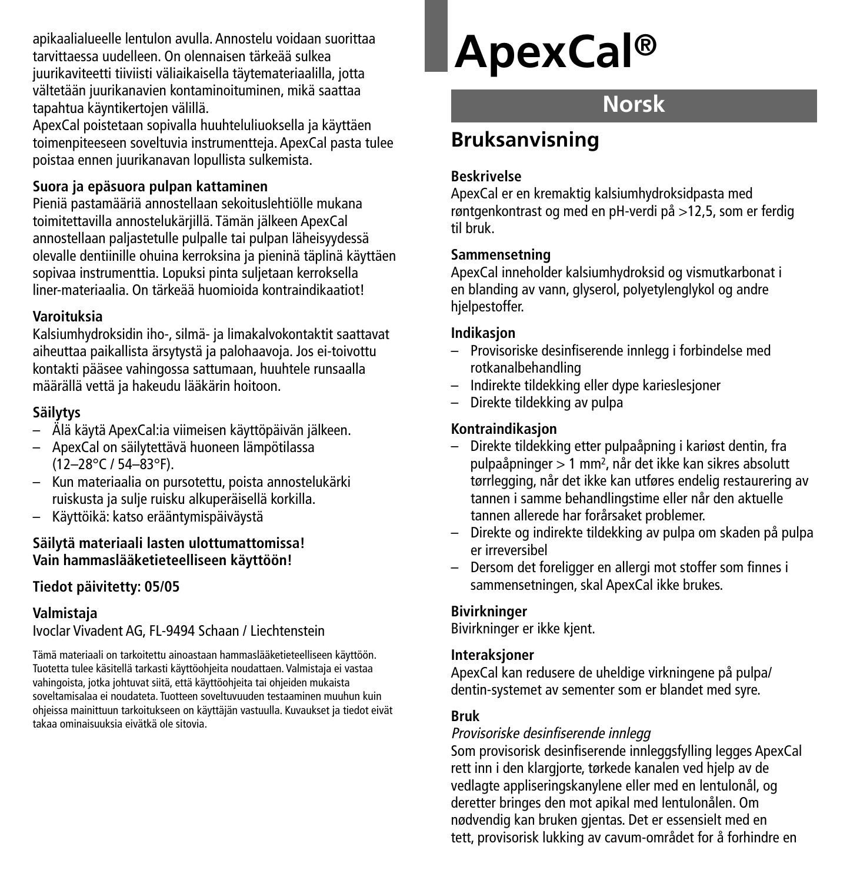apikaalialueelle lentulon avulla. Annostelu voidaan suorittaa tarvittaessa uudelleen. On olennaisen tärkeää sulkea juurikaviteetti tiiviisti väliaikaisella täytemateriaalilla, jotta vältetään juurikanavien kontaminoituminen, mikä saattaa tapahtua käyntikertojen välillä.
ApexCal poistetaan sopivalla huuhteluliuoksella ja käyttäen toimenpiteeseen soveltuvia instrumentteja. ApexCal pasta tulee poistaa ennen juurikanavan lopullista sulkemista.

**Suora ja epäsuora pulpan kattaminen**
Pieniä pastamääriä annostellaan sekoituslehtiölle mukana toimitettavilla annostelukärjillä. Tämän jälkeen ApexCal annostellaan paljastetulle pulpalle tai pulpan läheisyydessä olevalle dentiinille ohuina kerroksina ja pieninä täplinä käyttäen sopivaa instrumenttia. Lopuksi pinta suljetaan kerroksella liner-materiaalia. On tärkeää huomioida kontraindikaatiot!

**Varoituksia**
Kalsiumhydroksidin iho-, silmä- ja limakalvokontaktit saattavat aiheuttaa paikallista ärsytystä ja palohaavoja. Jos ei-toivottu kontakti pääsee vahingossa sattumaan, huuhtele runsaalla määrällä vettä ja hakeudu lääkärin hoitoon.

**Säilytys**
- Älä käytä ApexCal:ia viimeisen käyttöpäivän jälkeen.
- ApexCal on säilytettävä huoneen lämpötilassa (12–28°C / 54–83°F).
- Kun materiaalia on pursotettu, poista annostelukärki ruiskusta ja sulje ruisku alkuperäisellä korkilla.
- Käyttöikä: katso erääntymispäiväystä

**Säilytä materiaali lasten ulottumattomissa!**
**Vain hammaslääketieteelliseen käyttöön!**

**Tiedot päivitetty: 05/05**

**Valmistaja**
Ivoclar Vivadent AG, FL-9494 Schaan / Liechtenstein

Tämä materiaali on tarkoitettu ainoastaan hammaslääketieteelliseen käyttöön. Tuotetta tulee käsitellä tarkasti käyttöohjeita noudattaen. Valmistaja ei vastaa vahingoista, jotka johtuvat siitä, että käyttöohjeita tai ohjeiden mukaista soveltamisalaa ei noudateta. Tuotteen soveltuvuuden testaaminen muuhun kuin ohjeissa mainittuun tarkoitukseen on käyttäjän vastuulla. Kuvaukset ja tiedot eivät takaa ominaisuuksia eivätkä ole sitovia.

# ApexCal®

## Norsk

## Bruksanvisning

**Beskrivelse**
ApexCal er en kremaktig kalsiumhydroksidpasta med røntgenkontrast og med en pH-verdi på >12,5, som er ferdig til bruk.

**Sammensetning**
ApexCal inneholder kalsiumhydroksid og vismutkarbonat i en blanding av vann, glyserol, polyetylenglykol og andre hjelpestoffer.

**Indikasjon**
- Provisoriske desinfiserende innlegg i forbindelse med rotkanalbehandling
- Indirekte tildekking eller dype karieslesjoner
- Direkte tildekking av pulpa

**Kontraindikasjon**
- Direkte tildekking etter pulpaåpning i kariøst dentin, fra pulpaåpninger > 1 mm², når det ikke kan sikres absolutt tørrlegging, når det ikke kan utføres endelig restaurering av tannen i samme behandlingstime eller når den aktuelle tannen allerede har forårsaket problemer.
- Direkte og indirekte tildekking av pulpa om skaden på pulpa er irreversibel
- Dersom det foreligger en allergi mot stoffer som finnes i sammensetningen, skal ApexCal ikke brukes.

**Bivirkninger**
Bivirkninger er ikke kjent.

**Interaksjoner**
ApexCal kan redusere de uheldige virkningene på pulpa/dentin-systemet av sementer som er blandet med syre.

**Bruk**
*Provisoriske desinfiserende innlegg*
Som provisorisk desinfiserende innleggsfylling legges ApexCal rett inn i den klargjorte, tørkede kanalen ved hjelp av de vedlagte appliseringskanylene eller med en lentulonål, og deretter bringes den mot apikal med lentulonålen. Om nødvendig kan bruken gjentas. Det er essensielt med en tett, provisorisk lukking av cavum-området for å forhindre en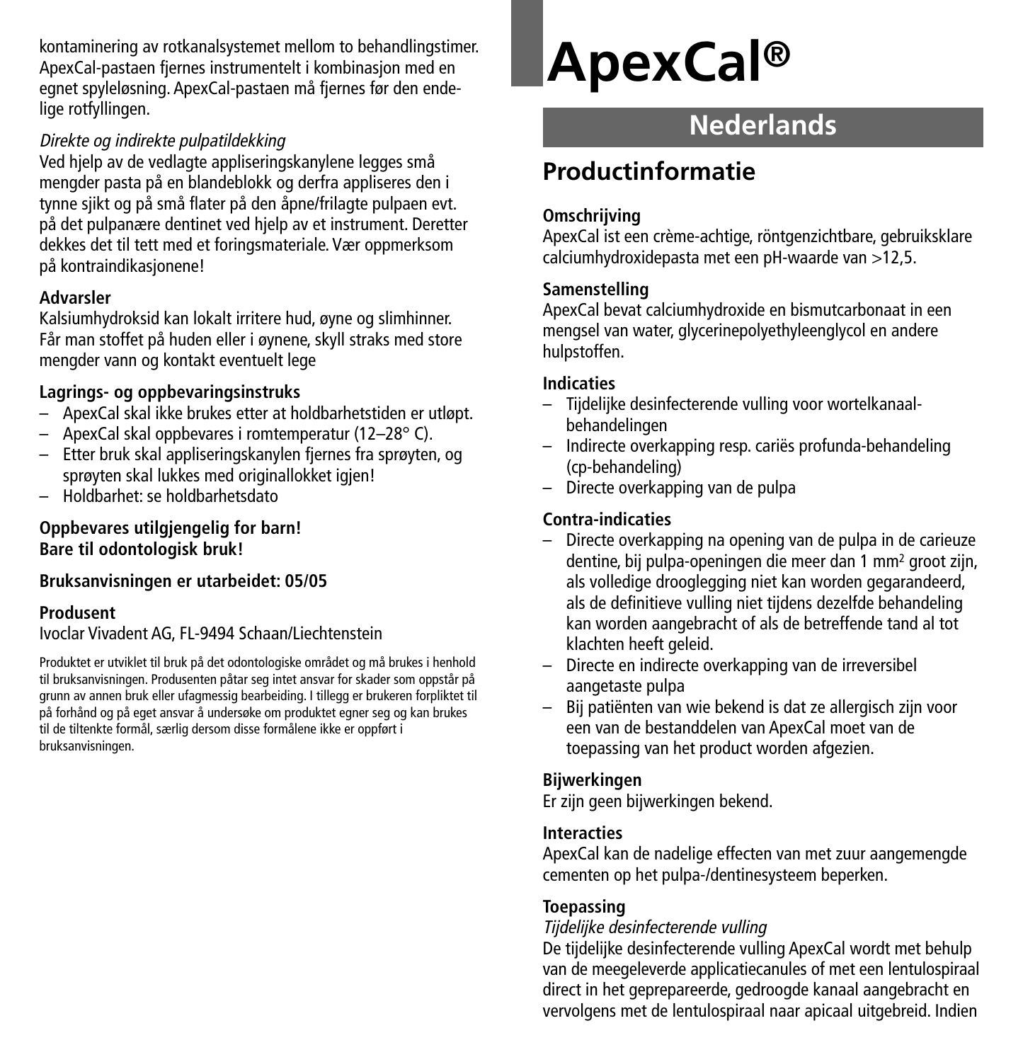kontaminering av rotkanalsystemet mellom to behandlingstimer. ApexCal-pastaen fjernes instrumentelt i kombinasjon med en egnet spyleløsning. ApexCal-pastaen må fjernes før den endelige rotfyllingen.

*Direkte og indirekte pulpatildekking*

Ved hjelp av de vedlagte appliseringskanylene legges små mengder pasta på en blandeblokk og derfra appliseres den i tynne sjikt og på små flater på den åpne/frilagte pulpaen evt. på det pulpanære dentinet ved hjelp av et instrument. Deretter dekkes det til tett med et foringsmateriale. Vær oppmerksom på kontraindikasjonene!

**Advarsler**

Kalsiumhydroksid kan lokalt irritere hud, øyne og slimhinner. Får man stoffet på huden eller i øynene, skyll straks med store mengder vann og kontakt eventuelt lege

**Lagrings- og oppbevaringsinstruks**

- ApexCal skal ikke brukes etter at holdbarhetstiden er utløpt.
- ApexCal skal oppbevares i romtemperatur (12–28° C).
- Etter bruk skal appliseringskanylen fjernes fra sprøyten, og sprøyten skal lukkes med originallokket igjen!
- Holdbarhet: se holdbarhetsdato

**Oppbevares utilgjengelig for barn!**
**Bare til odontologisk bruk!**

**Bruksanvisningen er utarbeidet: 05/05**

**Produsent**

Ivoclar Vivadent AG, FL-9494 Schaan/Liechtenstein

Produktet er utviklet til bruk på det odontologiske området og må brukes i henhold til bruksanvisningen. Produsenten påtar seg intet ansvar for skader som oppstår på grunn av annen bruk eller ufagmessig bearbeiding. I tillegg er brukeren forpliktet til på forhånd og på eget ansvar å undersøke om produktet egner seg og kan brukes til de tiltenkte formål, særlig dersom disse formålene ikke er oppført i bruksanvisningen.

# ApexCal®

## Nederlands

## Productinformatie

**Omschrijving**

ApexCal ist een crème-achtige, röntgenzichtbare, gebruiksklare calciumhydroxidepasta met een pH-waarde van >12,5.

**Samenstelling**

ApexCal bevat calciumhydroxide en bismutcarbonaat in een mengsel van water, glycerinepolyethyleenglycol en andere hulpstoffen.

**Indicaties**

- Tijdelijke desinfecterende vulling voor wortelkanaalbehandelingen
- Indirecte overkapping resp. cariës profunda-behandeling (cp-behandeling)
- Directe overkapping van de pulpa

**Contra-indicaties**

- Directe overkapping na opening van de pulpa in de carieuze dentine, bij pulpa-openingen die meer dan 1 mm² groot zijn, als volledige drooglegging niet kan worden gegarandeerd, als de definitieve vulling niet tijdens dezelfde behandeling kan worden aangebracht of als de betreffende tand al tot klachten heeft geleid.
- Directe en indirecte overkapping van de irreversibel aangetaste pulpa
- Bij patiënten van wie bekend is dat ze allergisch zijn voor een van de bestanddelen van ApexCal moet van de toepassing van het product worden afgezien.

**Bijwerkingen**

Er zijn geen bijwerkingen bekend.

**Interacties**

ApexCal kan de nadelige effecten van met zuur aangemengde cementen op het pulpa-/dentinesysteem beperken.

**Toepassing**

*Tijdelijke desinfecterende vulling*

De tijdelijke desinfecterende vulling ApexCal wordt met behulp van de meegeleverde applicatiecanules of met een lentulospiraal direct in het geprepareerde, gedroogde kanaal aangebracht en vervolgens met de lentulospiraal naar apicaal uitgebreid. Indien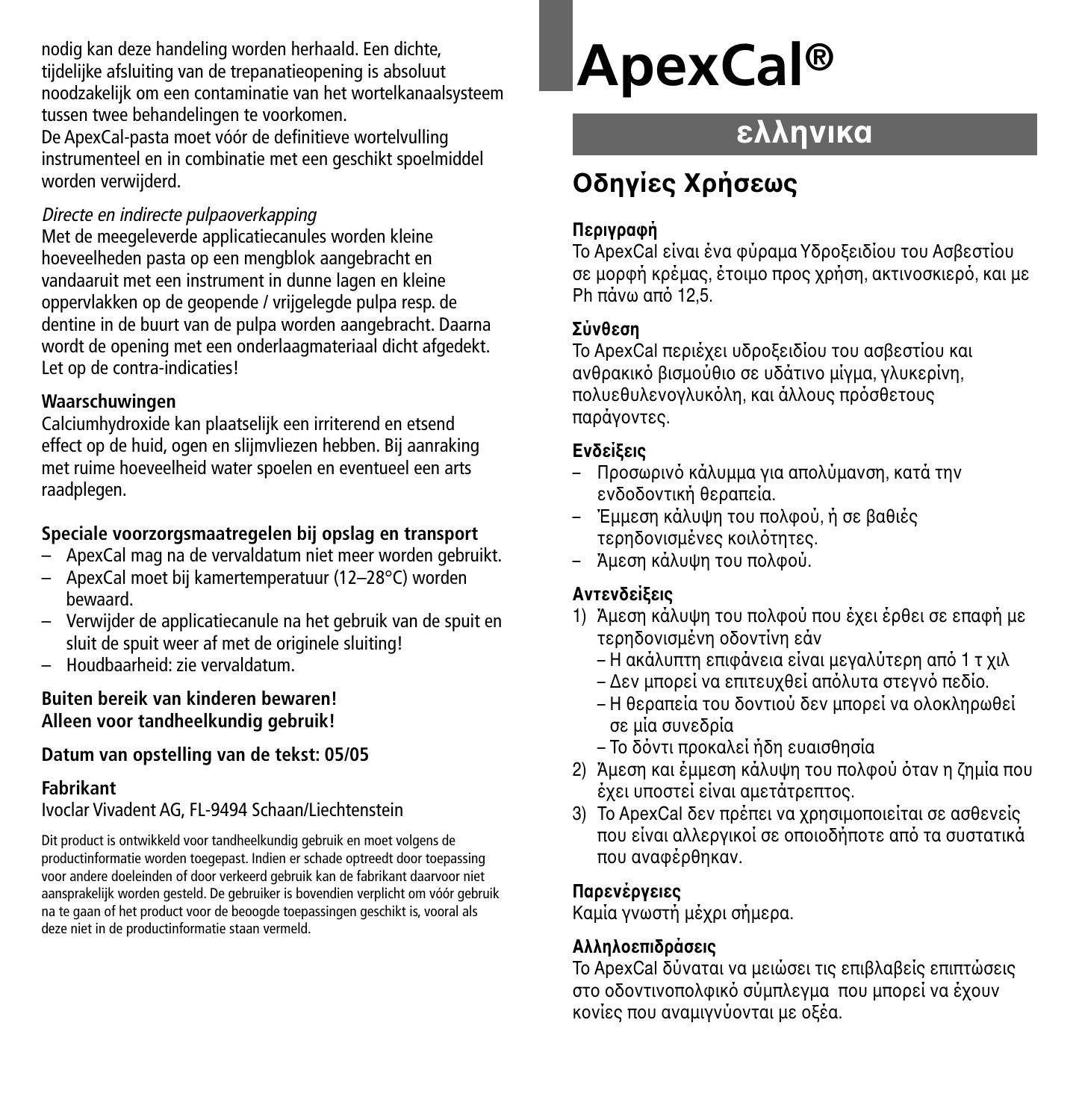nodig kan deze handeling worden herhaald. Een dichte, tijdelijke afsluiting van de trepanatieopening is absoluut noodzakelijk om een contaminatie van het wortelkanaalsysteem tussen twee behandelingen te voorkomen.
De ApexCal-pasta moet vóór de definitieve wortelvulling instrumenteel en in combinatie met een geschikt spoelmiddel worden verwijderd.

*Directe en indirecte pulpaoverkapping*
Met de meegeleverde applicatiecanules worden kleine hoeveelheden pasta op een mengblok aangebracht en vandaaruit met een instrument in dunne lagen en kleine oppervlakken op de geopende / vrijgelegde pulpa resp. de dentine in de buurt van de pulpa worden aangebracht. Daarna wordt de opening met een onderlaagmateriaal dicht afgedekt. Let op de contra-indicaties!

**Waarschuwingen**
Calciumhydroxide kan plaatselijk een irriterend en etsend effect op de huid, ogen en slijmvliezen hebben. Bij aanraking met ruime hoeveelheid water spoelen en eventueel een arts raadplegen.

**Speciale voorzorgsmaatregelen bij opslag en transport**
- ApexCal mag na de vervaldatum niet meer worden gebruikt.
- ApexCal moet bij kamertemperatuur (12–28°C) worden bewaard.
- Verwijder de applicatiecanule na het gebruik van de spuit en sluit de spuit weer af met de originele sluiting!
- Houdbaarheid: zie vervaldatum.

**Buiten bereik van kinderen bewaren!**
**Alleen voor tandheelkundig gebruik!**

**Datum van opstelling van de tekst: 05/05**

**Fabrikant**
Ivoclar Vivadent AG, FL-9494 Schaan/Liechtenstein

Dit product is ontwikkeld voor tandheelkundig gebruik en moet volgens de productinformatie worden toegepast. Indien er schade optreedt door toepassing voor andere doeleinden of door verkeerd gebruik kan de fabrikant daarvoor niet aansprakelijk worden gesteld. De gebruiker is bovendien verplicht om vóór gebruik na te gaan of het product voor de beoogde toepassingen geschikt is, vooral als deze niet in de productinformatie staan vermeld.

# ApexCal®

## ελληνικα

## Οδηγίες Χρήσεως

**Περιγραφή**
Το ApexCal είναι ένα φύραμα Υδροξειδίου του Ασβεστίου σε μορφή κρέμας, έτοιμο προς χρήση, ακτινοσκιερό, και με Ph πάνω από 12,5.

**Σύνθεση**
Το ApexCal περιέχει υδροξειδίου του ασβεστίου και ανθρακικό βισμούθιο σε υδάτινο μίγμα, γλυκερίνη, πολυεθυλενογλυκόλη, και άλλους πρόσθετους παράγοντες.

**Ενδείξεις**
- Προσωρινό κάλυμμα για απολύμανση, κατά την ενδοδοντική θεραπεία.
- Έμμεση κάλυψη του πολφού, ή σε βαθιές τερηδονισμένες κοιλότητες.
- Άμεση κάλυψη του πολφού.

**Αντενδείξεις**
1) Άμεση κάλυψη του πολφού που έχει έρθει σε επαφή με τερηδονισμένη οδοντίνη εάν
   - Η ακάλυπτη επιφάνεια είναι μεγαλύτερη από 1 τ χιλ
   - Δεν μπορεί να επιτευχθεί απόλυτα στεγνό πεδίο.
   - Η θεραπεία του δοντιού δεν μπορεί να ολοκληρωθεί σε μία συνεδρία
   - Το δόντι προκαλεί ήδη ευαισθησία
2) Άμεση και έμμεση κάλυψη του πολφού όταν η ζημία που έχει υποστεί είναι αμετάτρεπτος.
3) Το ApexCal δεν πρέπει να χρησιμοποιείται σε ασθενείς που είναι αλλεργικοί σε οποιοδήποτε από τα συστατικά που αναφέρθηκαν.

**Παρενέργειες**
Καμία γνωστή μέχρι σήμερα.

**Αλληλοεπιδράσεις**
Το ApexCal δύναται να μειώσει τις επιβλαβείς επιπτώσεις στο οδοντινοπολφικό σύμπλεγμα που μπορεί να έχουν κονίες που αναμιγνύονται με οξέα.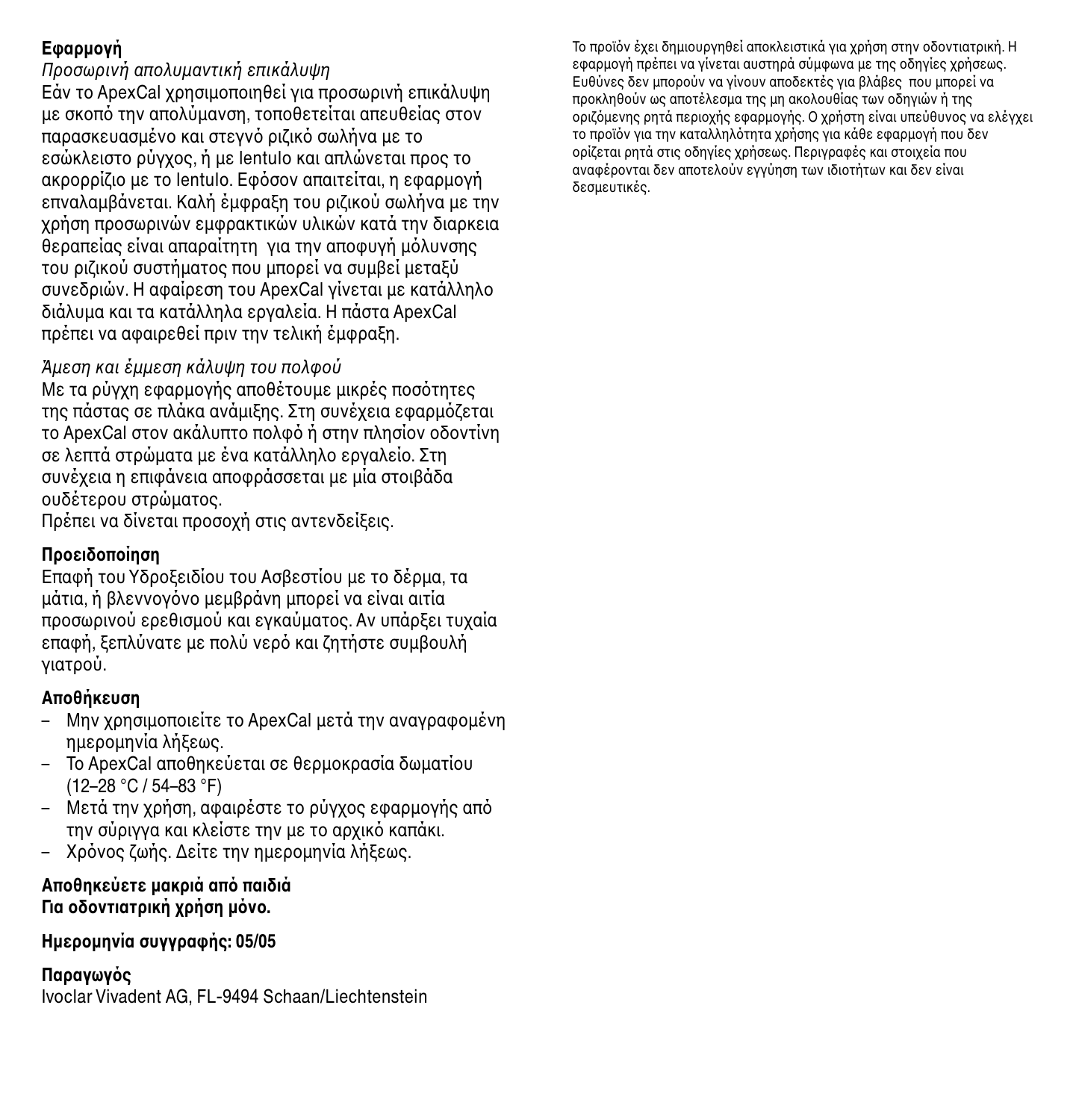**Εφαρμογή**

*Προσωρινή απολυμαντική επικάλυψη*

Εάν το ApexCal χρησιμοποιηθεί για προσωρινή επικάλυψη με σκοπό την απολύμανση, τοποθετείται απευθείας στον παρασκευασμένο και στεγνό ριζικό σωλήνα με το εσώκλειστο ρύγχος, ή με lentulo και απλώνεται προς το ακρορρίζιο με το lentulo. Εφόσον απαιτείται, η εφαρμογή επαναλαμβάνεται. Καλή έμφραξη του ριζικού σωλήνα με την χρήση προσωρινών εμφρακτικών υλικών κατά την διαρκεια θεραπείας είναι απαραίτητη  για την αποφυγή μόλυνσης του ριζικού συστήματος που μπορεί να συμβεί μεταξύ συνεδριών. Η αφαίρεση του ApexCal γίνεται με κατάλληλο διάλυμα και τα κατάλληλα εργαλεία. Η πάστα ApexCal πρέπει να αφαιρεθεί πριν την τελική έμφραξη.

*Άμεση και έμμεση κάλυψη του πολφού*

Με τα ρύγχη εφαρμογής αποθέτουμε μικρές ποσότητες της πάστας σε πλάκα ανάμιξης. Στη συνέχεια εφαρμόζεται το ApexCal στον ακάλυπτο πολφό ή στην πλησίον οδοντίνη σε λεπτά στρώματα με ένα κατάλληλο εργαλείο. Στη συνέχεια η επιφάνεια αποφράσσεται με μία στοιβάδα ουδέτερου στρώματος.
Πρέπει να δίνεται προσοχή στις αντενδείξεις.

**Προειδοποίηση**

Επαφή του Υδροξειδίου του Ασβεστίου με το δέρμα, τα μάτια, ή βλεννογόνο μεμβράνη μπορεί να είναι αιτία προσωρινού ερεθισμού και εγκαύματος. Αν υπάρξει τυχαία επαφή, ξεπλύνατε με πολύ νερό και ζητήστε συμβουλή γιατρού.

**Αποθήκευση**

– Μην χρησιμοποιείτε το ApexCal μετά την αναγραφομένη ημερομηνία λήξεως.
– Το ApexCal αποθηκεύεται σε θερμοκρασία δωματίου (12–28 °C / 54–83 °F)
– Μετά την χρήση, αφαιρέστε το ρύγχος εφαρμογής από την σύριγγα και κλείστε την με το αρχικό καπάκι.
– Χρόνος ζωής. Δείτε την ημερομηνία λήξεως.

**Αποθηκεύετε μακριά από παιδιά**
**Για οδοντιατρική χρήση μόνο.**

**Ημερομηνία συγγραφής: 05/05**

**Παραγωγός**
Ivoclar Vivadent AG, FL-9494 Schaan/Liechtenstein

Το προϊόν έχει δημιουργηθεί αποκλειστικά για χρήση στην οδοντιατρική. Η εφαρμογή πρέπει να γίνεται αυστηρά σύμφωνα με της οδηγίες χρήσεως. Ευθύνες δεν μπορούν να γίνουν αποδεκτές για βλάβες  που μπορεί να προκληθούν ως αποτέλεσμα της μη ακολουθίας των οδηγιών ή της οριζόμενης ρητά περιοχής εφαρμογής. Ο χρήστη είναι υπεύθυνος να ελέγχει το προϊόν για την καταλληλότητα χρήσης για κάθε εφαρμογή που δεν ορίζεται ρητά στις οδηγίες χρήσεως. Περιγραφές και στοιχεία που αναφέρονται δεν αποτελούν εγγύηση των ιδιοτήτων και δεν είναι δεσμευτικές.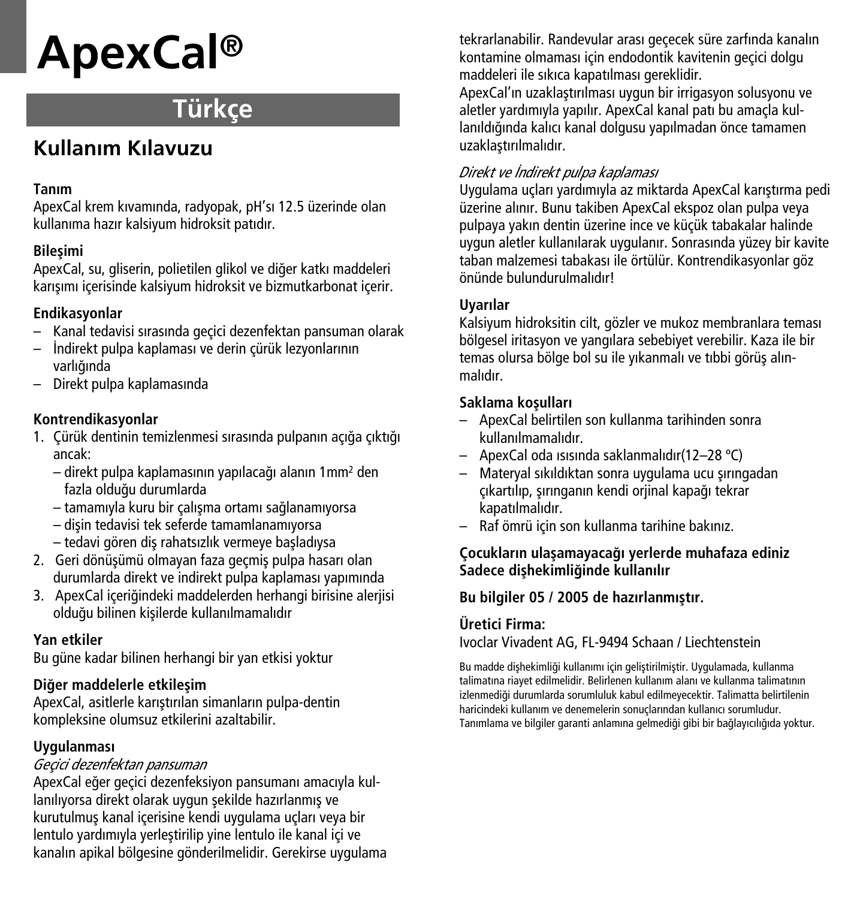# ApexCal®

## Türkçe

## Kullanım Kılavuzu

**Tanım**
ApexCal krem kıvamında, radyopak, pH'sı 12.5 üzerinde olan kullanıma hazır kalsiyum hidroksit patıdır.

**Bileşimi**
ApexCal, su, gliserin, polietilen glikol ve diğer katkı maddeleri karışımı içerisinde kalsiyum hidroksit ve bizmutkarbonat içerir.

**Endikasyonlar**
– Kanal tedavisi sırasında geçici dezenfektan pansuman olarak
– İndirekt pulpa kaplaması ve derin çürük lezyonlarının varlığında
– Direkt pulpa kaplamasında

**Kontrendikasyonlar**
1. Çürük dentinin temizlenmesi sırasında pulpanın açığa çıktığı ancak:
   – direkt pulpa kaplamasının yapılacağı alanın 1mm$^2$ den fazla olduğu durumlarda
   – tamamıyla kuru bir çalışma ortamı sağlanamıyorsa
   – dişin tedavisi tek seferde tamamlanamıyorsa
   – tedavi gören diş rahatsızlık vermeye başladıysa
2. Geri dönüşümü olmayan faza geçmiş pulpa hasarı olan durumlarda direkt ve indirekt pulpa kaplaması yapımında
3. ApexCal içeriğindeki maddelerden herhangi birisine alerjisi olduğu bilinen kişilerde kullanılmamalıdır

**Yan etkiler**
Bu güne kadar bilinen herhangi bir yan etkisi yoktur

**Diğer maddelerle etkileşim**
ApexCal, asitlerle karıştırılan simanların pulpa-dentin kompleksine olumsuz etkilerini azaltabilir.

**Uygulanması**
*Geçici dezenfektan pansuman*
ApexCal eğer geçici dezenfeksiyon pansumanı amacıyla kullanılıyorsa direkt olarak uygun şekilde hazırlanmış ve kurutulmuş kanal içerisine kendi uygulama uçları veya bir lentulo yardımıyla yerleştirilip yine lentulo ile kanal içi ve kanalın apikal bölgesine gönderilmelidir. Gerekirse uygulama tekrarlanabilir. Randevular arası geçecek süre zarfında kanalın kontamine olmaması için endodontik kavitenin geçici dolgu maddeleri ile sıkıca kapatılması gereklidir.
ApexCal'ın uzaklaştırılması uygun bir irrigasyon solusyonu ve aletler yardımıyla yapılır. ApexCal kanal patı bu amaçla kullanıldığında kalıcı kanal dolgusu yapılmadan önce tamamen uzaklaştırılmalıdır.

*Direkt ve İndirekt pulpa kaplaması*
Uygulama uçları yardımıyla az miktarda ApexCal karıştırma pedi üzerine alınır. Bunu takiben ApexCal ekspoz olan pulpa veya pulpaya yakın dentin üzerine ince ve küçük tabakalar halinde uygun aletler kullanılarak uygulanır. Sonrasında yüzey bir kavite taban malzemesi tabakası ile örtülür. Kontrendikasyonlar göz önünde bulundurulmalıdır!

**Uyarılar**
Kalsiyum hidroksitin cilt, gözler ve mukoz membranlara teması bölgesel iritasyon ve yangılara sebebiyet verebilir. Kaza ile bir temas olursa bölge bol su ile yıkanmalı ve tıbbi görüş alınmalıdır.

**Saklama koşulları**
– ApexCal belirtilen son kullanma tarihinden sonra kullanılmamalıdır.
– ApexCal oda ısısında saklanmalıdır(12–28 °C)
– Materyal sıkıldıktan sonra uygulama ucu şırıngadan çıkartılıp, şırınganın kendi orjinal kapağı tekrar kapatılmalıdır.
– Raf ömrü için son kullanma tarihine bakınız.

**Çocukların ulaşamayacağı yerlerde muhafaza ediniz**
**Sadece dişhekimliğinde kullanılır**

**Bu bilgiler 05 / 2005 de hazırlanmıştır.**

**Üretici Firma:**
Ivoclar Vivadent AG, FL-9494 Schaan / Liechtenstein

Bu madde dişhekimliği kullanımı için geliştirilmiştir. Uygulamada, kullanma talimatına riayet edilmelidir. Belirlenen kullanım alanı ve kullanma talimatının izlenmediği durumlarda sorumluluk kabul edilmeyecektir. Talimatta belirtilenin haricindeki kullanım ve denemelerin sonuçlarından kullanıcı sorumludur. Tanımlama ve bilgiler garanti anlamına gelmediği gibi bir bağlayıcılığıda yoktur.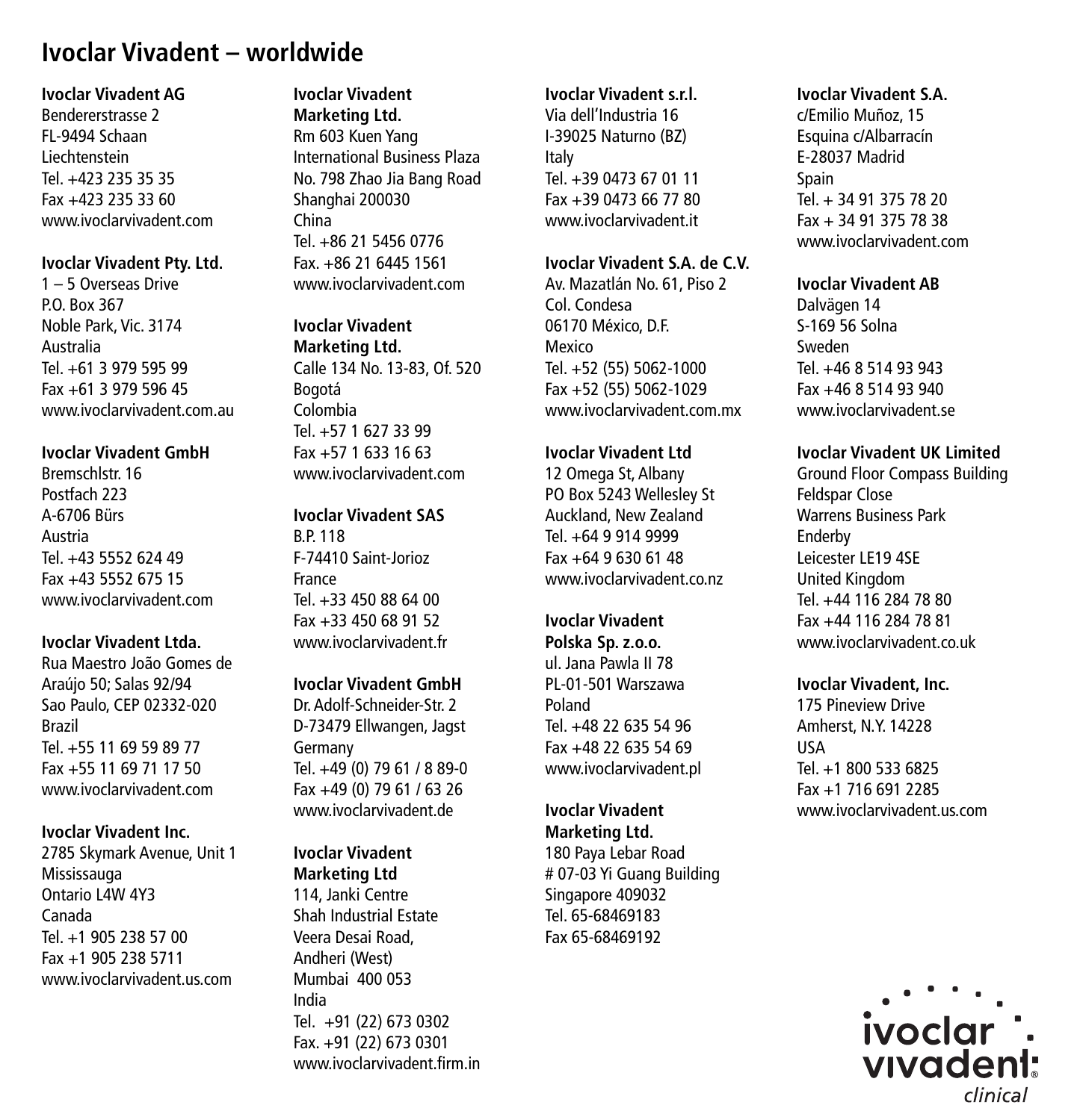## Ivoclar Vivadent – worldwide

**Ivoclar Vivadent AG**
Bendererstrasse 2
FL-9494 Schaan
Liechtenstein
Tel. +423 235 35 35
Fax +423 235 33 60
www.ivoclarvivadent.com

**Ivoclar Vivadent Pty. Ltd.**
1 – 5 Overseas Drive
P.O. Box 367
Noble Park, Vic. 3174
Australia
Tel. +61 3 979 595 99
Fax +61 3 979 596 45
www.ivoclarvivadent.com.au

**Ivoclar Vivadent GmbH**
Bremschlstr. 16
Postfach 223
A-6706 Bürs
Austria
Tel. +43 5552 624 49
Fax +43 5552 675 15
www.ivoclarvivadent.com

**Ivoclar Vivadent Ltda.**
Rua Maestro João Gomes de
Araújo 50; Salas 92/94
Sao Paulo, CEP 02332-020
Brazil
Tel. +55 11 69 59 89 77
Fax +55 11 69 71 17 50
www.ivoclarvivadent.com

**Ivoclar Vivadent Inc.**
2785 Skymark Avenue, Unit 1
Mississauga
Ontario L4W 4Y3
Canada
Tel. +1 905 238 57 00
Fax +1 905 238 5711
www.ivoclarvivadent.us.com

**Ivoclar Vivadent Marketing Ltd.**
Rm 603 Kuen Yang
International Business Plaza
No. 798 Zhao Jia Bang Road
Shanghai 200030
China
Tel. +86 21 5456 0776
Fax. +86 21 6445 1561
www.ivoclarvivadent.com

**Ivoclar Vivadent Marketing Ltd.**
Calle 134 No. 13-83, Of. 520
Bogotá
Colombia
Tel. +57 1 627 33 99
Fax +57 1 633 16 63
www.ivoclarvivadent.com

**Ivoclar Vivadent SAS**
B.P. 118
F-74410 Saint-Jorioz
France
Tel. +33 450 88 64 00
Fax +33 450 68 91 52
www.ivoclarvivadent.fr

**Ivoclar Vivadent GmbH**
Dr. Adolf-Schneider-Str. 2
D-73479 Ellwangen, Jagst
Germany
Tel. +49 (0) 79 61 / 8 89-0
Fax +49 (0) 79 61 / 63 26
www.ivoclarvivadent.de

**Ivoclar Vivadent Marketing Ltd**
114, Janki Centre
Shah Industrial Estate
Veera Desai Road,
Andheri (West)
Mumbai 400 053
India
Tel. +91 (22) 673 0302
Fax. +91 (22) 673 0301
www.ivoclarvivadent.firm.in

**Ivoclar Vivadent s.r.l.**
Via dell'Industria 16
I-39025 Naturno (BZ)
Italy
Tel. +39 0473 67 01 11
Fax +39 0473 66 77 80
www.ivoclarvivadent.it

**Ivoclar Vivadent S.A. de C.V.**
Av. Mazatlán No. 61, Piso 2
Col. Condesa
06170 México, D.F.
Mexico
Tel. +52 (55) 5062-1000
Fax +52 (55) 5062-1029
www.ivoclarvivadent.com.mx

**Ivoclar Vivadent Ltd**
12 Omega St, Albany
PO Box 5243 Wellesley St
Auckland, New Zealand
Tel. +64 9 914 9999
Fax +64 9 630 61 48
www.ivoclarvivadent.co.nz

**Ivoclar Vivadent Polska Sp. z.o.o.**
ul. Jana Pawla II 78
PL-01-501 Warszawa
Poland
Tel. +48 22 635 54 96
Fax +48 22 635 54 69
www.ivoclarvivadent.pl

**Ivoclar Vivadent Marketing Ltd.**
180 Paya Lebar Road
# 07-03 Yi Guang Building
Singapore 409032
Tel. 65-68469183
Fax 65-68469192

**Ivoclar Vivadent S.A.**
c/Emilio Muñoz, 15
Esquina c/Albarracín
E-28037 Madrid
Spain
Tel. + 34 91 375 78 20
Fax + 34 91 375 78 38
www.ivoclarvivadent.com

**Ivoclar Vivadent AB**
Dalvägen 14
S-169 56 Solna
Sweden
Tel. +46 8 514 93 943
Fax +46 8 514 93 940
www.ivoclarvivadent.se

**Ivoclar Vivadent UK Limited**
Ground Floor Compass Building
Feldspar Close
Warrens Business Park
Enderby
Leicester LE19 4SE
United Kingdom
Tel. +44 116 284 78 80
Fax +44 116 284 78 81
www.ivoclarvivadent.co.uk

**Ivoclar Vivadent, Inc.**
175 Pineview Drive
Amherst, N.Y. 14228
USA
Tel. +1 800 533 6825
Fax +1 716 691 2285
www.ivoclarvivadent.us.com

ivoclar vivadent® clinical